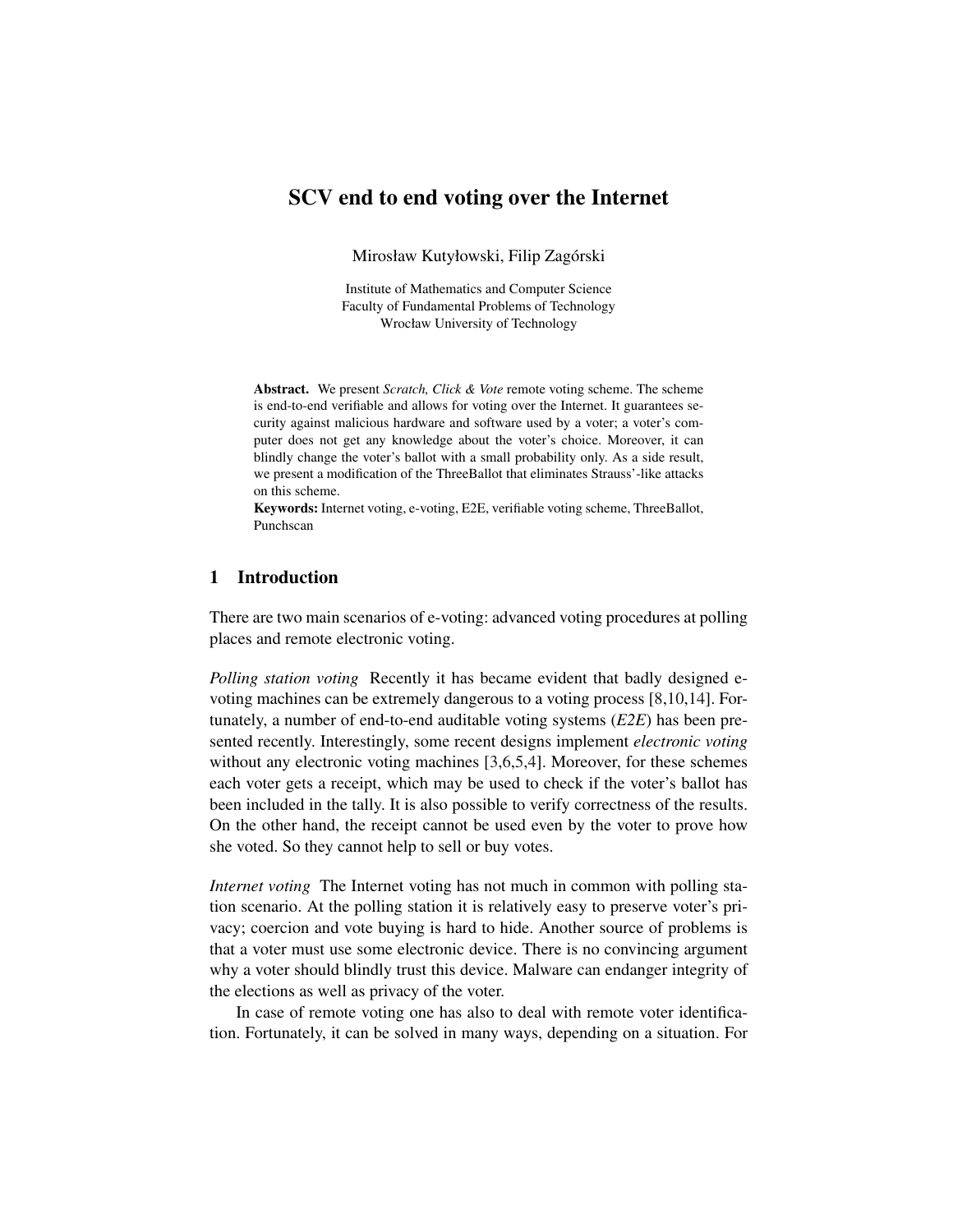# SCV end to end voting over the Internet

Mirosław Kutyłowski, Filip Zagórski

Institute of Mathematics and Computer Science
Faculty of Fundamental Problems of Technology
Wrocław University of Technology

**Abstract.** We present *Scratch, Click & Vote* remote voting scheme. The scheme is end-to-end verifiable and allows for voting over the Internet. It guarantees security against malicious hardware and software used by a voter; a voter's computer does not get any knowledge about the voter's choice. Moreover, it can blindly change the voter's ballot with a small probability only. As a side result, we present a modification of the ThreeBallot that eliminates Strauss'-like attacks on this scheme.

**Keywords:** Internet voting, e-voting, E2E, verifiable voting scheme, ThreeBallot, Punchscan

## 1 Introduction

There are two main scenarios of e-voting: advanced voting procedures at polling places and remote electronic voting.

*Polling station voting* Recently it has became evident that badly designed e-voting machines can be extremely dangerous to a voting process [8,10,14]. Fortunately, a number of end-to-end auditable voting systems (*E2E*) has been presented recently. Interestingly, some recent designs implement *electronic voting* without any electronic voting machines [3,6,5,4]. Moreover, for these schemes each voter gets a receipt, which may be used to check if the voter's ballot has been included in the tally. It is also possible to verify correctness of the results. On the other hand, the receipt cannot be used even by the voter to prove how she voted. So they cannot help to sell or buy votes.

*Internet voting* The Internet voting has not much in common with polling station scenario. At the polling station it is relatively easy to preserve voter's privacy; coercion and vote buying is hard to hide. Another source of problems is that a voter must use some electronic device. There is no convincing argument why a voter should blindly trust this device. Malware can endanger integrity of the elections as well as privacy of the voter.

In case of remote voting one has also to deal with remote voter identification. Fortunately, it can be solved in many ways, depending on a situation. For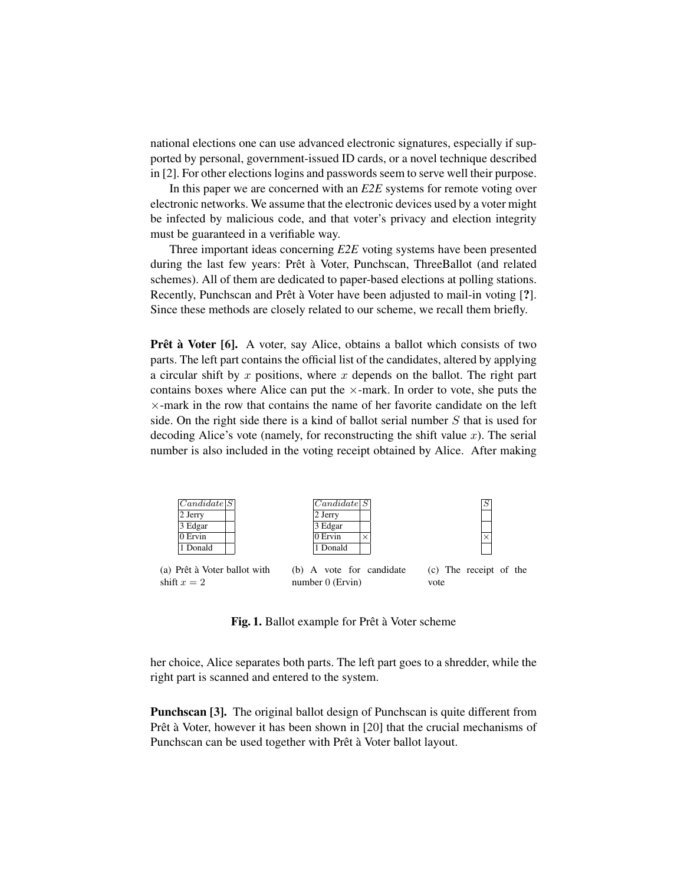national elections one can use advanced electronic signatures, especially if supported by personal, government-issued ID cards, or a novel technique described in [2]. For other elections logins and passwords seem to serve well their purpose.

In this paper we are concerned with an *E2E* systems for remote voting over electronic networks. We assume that the electronic devices used by a voter might be infected by malicious code, and that voter's privacy and election integrity must be guaranteed in a verifiable way.

Three important ideas concerning *E2E* voting systems have been presented during the last few years: Prêt à Voter, Punchscan, ThreeBallot (and related schemes). All of them are dedicated to paper-based elections at polling stations. Recently, Punchscan and Prêt à Voter have been adjusted to mail-in voting [**?**]. Since these methods are closely related to our scheme, we recall them briefly.

**Prêt à Voter [6].** A voter, say Alice, obtains a ballot which consists of two parts. The left part contains the official list of the candidates, altered by applying a circular shift by $x$ positions, where $x$ depends on the ballot. The right part contains boxes where Alice can put the $\times$-mark. In order to vote, she puts the $\times$-mark in the row that contains the name of her favorite candidate on the left side. On the right side there is a kind of ballot serial number $S$ that is used for decoding Alice's vote (namely, for reconstructing the shift value $x$). The serial number is also included in the voting receipt obtained by Alice. After making

| $Candidate$ | $S$ |
|---|---|
| 2 Jerry | |
| 3 Edgar | |
| 0 Ervin | |
| 1 Donald | |

(a) Prêt à Voter ballot with shift $x = 2$

| $Candidate$ | $S$ |
|---|---|
| 2 Jerry | |
| 3 Edgar | |
| 0 Ervin | $\times$ |
| 1 Donald | |

(b) A vote for candidate number 0 (Ervin)

| $S$ |
|---|
| |
| |
| $\times$ |
| |

(c) The receipt of the vote

**Fig. 1.** Ballot example for Prêt à Voter scheme

her choice, Alice separates both parts. The left part goes to a shredder, while the right part is scanned and entered to the system.

**Punchscan [3].** The original ballot design of Punchscan is quite different from Prêt à Voter, however it has been shown in [20] that the crucial mechanisms of Punchscan can be used together with Prêt à Voter ballot layout.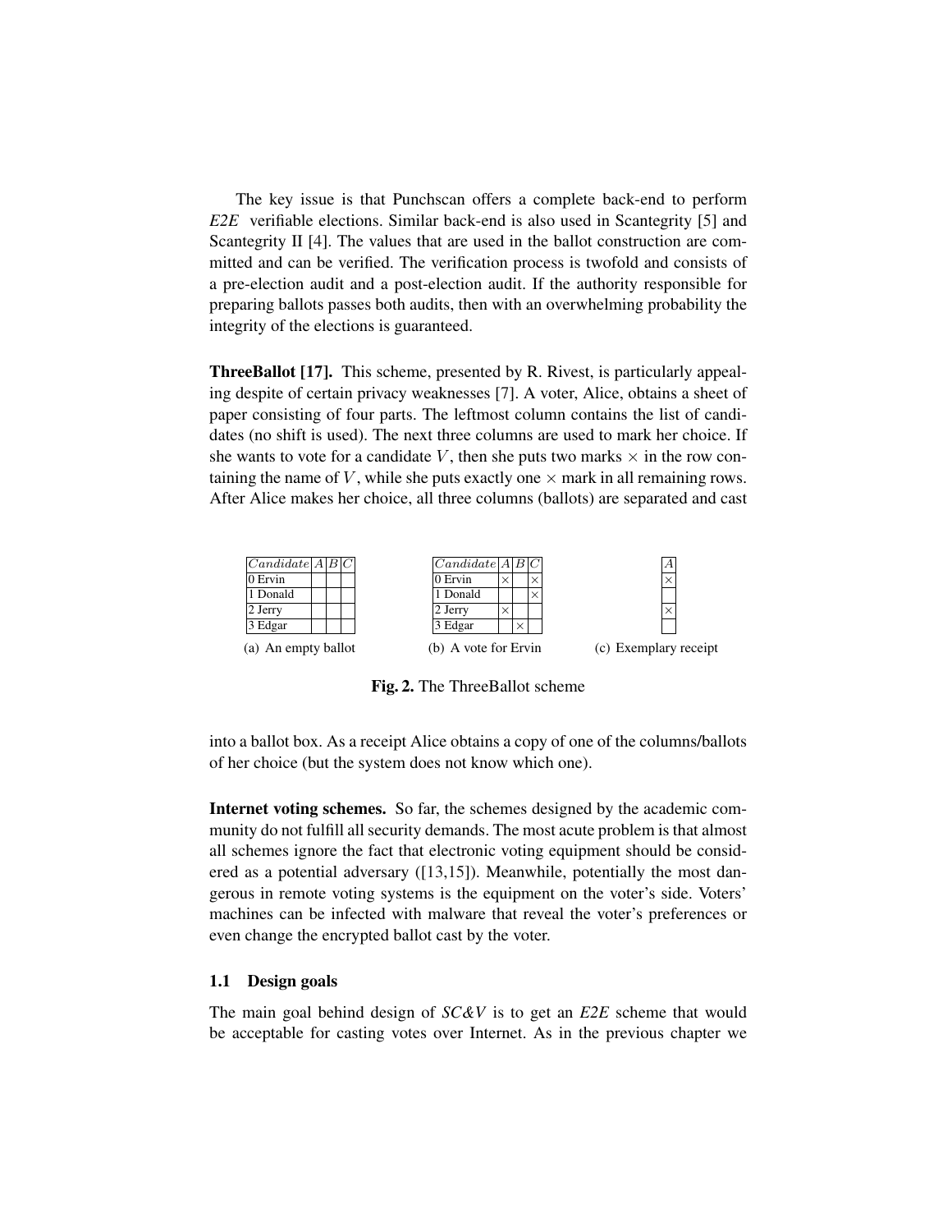The key issue is that Punchscan offers a complete back-end to perform *E2E* verifiable elections. Similar back-end is also used in Scantegrity [5] and Scantegrity II [4]. The values that are used in the ballot construction are committed and can be verified. The verification process is twofold and consists of a pre-election audit and a post-election audit. If the authority responsible for preparing ballots passes both audits, then with an overwhelming probability the integrity of the elections is guaranteed.

**ThreeBallot [17].** This scheme, presented by R. Rivest, is particularly appealing despite of certain privacy weaknesses [7]. A voter, Alice, obtains a sheet of paper consisting of four parts. The leftmost column contains the list of candidates (no shift is used). The next three columns are used to mark her choice. If she wants to vote for a candidate $V$, then she puts two marks $\times$ in the row containing the name of $V$, while she puts exactly one $\times$ mark in all remaining rows. After Alice makes her choice, all three columns (ballots) are separated and cast into a ballot box. As a receipt Alice obtains a copy of one of the columns/ballots of her choice (but the system does not know which one).

| $Candidate$ | $A$ | $B$ | $C$ |
|---|---|---|---|
| 0 Ervin | | | |
| 1 Donald | | | |
| 2 Jerry | | | |
| 3 Edgar | | | |

(a) An empty ballot

| $Candidate$ | $A$ | $B$ | $C$ |
|---|---|---|---|
| 0 Ervin | $\times$ | | $\times$ |
| 1 Donald | | | $\times$ |
| 2 Jerry | $\times$ | | |
| 3 Edgar | | $\times$ | |

(b) A vote for Ervin

| $A$ |
|---|
| $\times$ |
| |
| $\times$ |
| |

(c) Exemplary receipt

**Fig. 2.** The ThreeBallot scheme

**Internet voting schemes.** So far, the schemes designed by the academic community do not fulfill all security demands. The most acute problem is that almost all schemes ignore the fact that electronic voting equipment should be considered as a potential adversary ([13,15]). Meanwhile, potentially the most dangerous in remote voting systems is the equipment on the voter's side. Voters' machines can be infected with malware that reveal the voter's preferences or even change the encrypted ballot cast by the voter.

### 1.1 Design goals

The main goal behind design of *SC&V* is to get an *E2E* scheme that would be acceptable for casting votes over Internet. As in the previous chapter we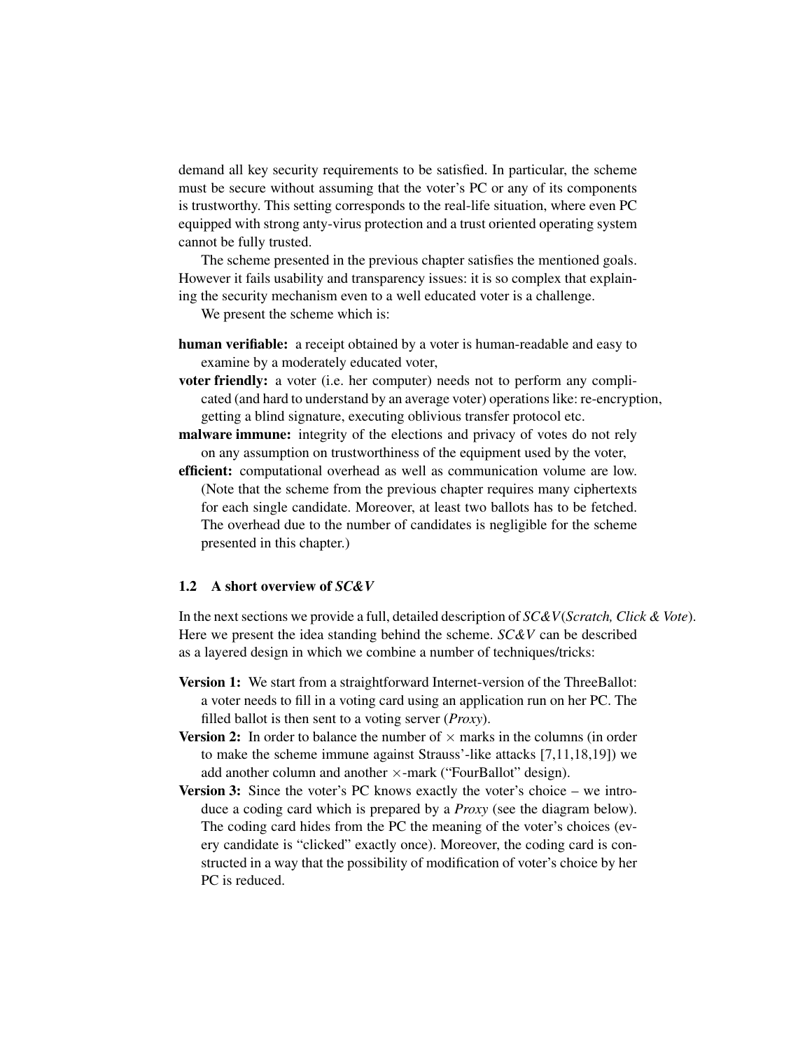demand all key security requirements to be satisfied. In particular, the scheme must be secure without assuming that the voter's PC or any of its components is trustworthy. This setting corresponds to the real-life situation, where even PC equipped with strong anty-virus protection and a trust oriented operating system cannot be fully trusted.

The scheme presented in the previous chapter satisfies the mentioned goals. However it fails usability and transparency issues: it is so complex that explaining the security mechanism even to a well educated voter is a challenge.

We present the scheme which is:

**human verifiable:** a receipt obtained by a voter is human-readable and easy to examine by a moderately educated voter,

**voter friendly:** a voter (i.e. her computer) needs not to perform any complicated (and hard to understand by an average voter) operations like: re-encryption, getting a blind signature, executing oblivious transfer protocol etc.

**malware immune:** integrity of the elections and privacy of votes do not rely on any assumption on trustworthiness of the equipment used by the voter,

**efficient:** computational overhead as well as communication volume are low. (Note that the scheme from the previous chapter requires many ciphertexts for each single candidate. Moreover, at least two ballots has to be fetched. The overhead due to the number of candidates is negligible for the scheme presented in this chapter.)

### 1.2 A short overview of *SC&V*

In the next sections we provide a full, detailed description of *SC&V*(*Scratch, Click & Vote*). Here we present the idea standing behind the scheme. *SC&V* can be described as a layered design in which we combine a number of techniques/tricks:

**Version 1:** We start from a straightforward Internet-version of the ThreeBallot: a voter needs to fill in a voting card using an application run on her PC. The filled ballot is then sent to a voting server (*Proxy*).

**Version 2:** In order to balance the number of $\times$ marks in the columns (in order to make the scheme immune against Strauss'-like attacks [7,11,18,19]) we add another column and another $\times$-mark ("FourBallot" design).

**Version 3:** Since the voter's PC knows exactly the voter's choice – we introduce a coding card which is prepared by a *Proxy* (see the diagram below). The coding card hides from the PC the meaning of the voter's choices (every candidate is "clicked" exactly once). Moreover, the coding card is constructed in a way that the possibility of modification of voter's choice by her PC is reduced.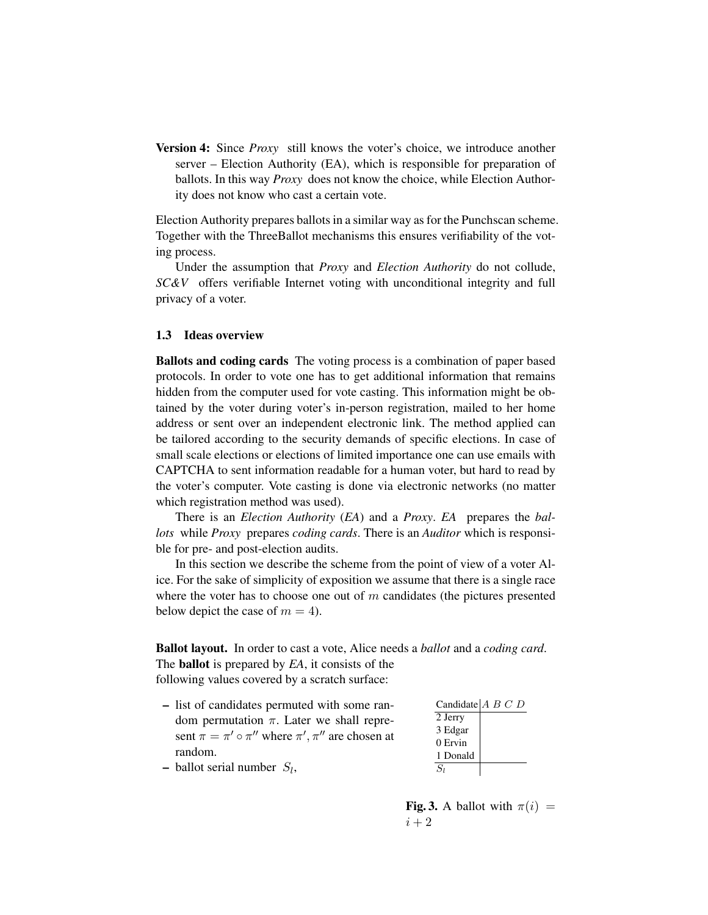**Version 4:** Since *Proxy* still knows the voter's choice, we introduce another server – Election Authority (EA), which is responsible for preparation of ballots. In this way *Proxy* does not know the choice, while Election Authority does not know who cast a certain vote.

Election Authority prepares ballots in a similar way as for the Punchscan scheme. Together with the ThreeBallot mechanisms this ensures verifiability of the voting process.

Under the assumption that *Proxy* and *Election Authority* do not collude, *SC&V* offers verifiable Internet voting with unconditional integrity and full privacy of a voter.

### 1.3 Ideas overview

**Ballots and coding cards** The voting process is a combination of paper based protocols. In order to vote one has to get additional information that remains hidden from the computer used for vote casting. This information might be obtained by the voter during voter's in-person registration, mailed to her home address or sent over an independent electronic link. The method applied can be tailored according to the security demands of specific elections. In case of small scale elections or elections of limited importance one can use emails with CAPTCHA to sent information readable for a human voter, but hard to read by the voter's computer. Vote casting is done via electronic networks (no matter which registration method was used).

There is an *Election Authority* (*EA*) and a *Proxy*. *EA* prepares the *ballots* while *Proxy* prepares *coding cards*. There is an *Auditor* which is responsible for pre- and post-election audits.

In this section we describe the scheme from the point of view of a voter Alice. For the sake of simplicity of exposition we assume that there is a single race where the voter has to choose one out of $m$ candidates (the pictures presented below depict the case of $m = 4$).

**Ballot layout.** In order to cast a vote, Alice needs a *ballot* and a *coding card*. The **ballot** is prepared by *EA*, it consists of the following values covered by a scratch surface:

- list of candidates permuted with some random permutation $\pi$. Later we shall represent $\pi = \pi' \circ \pi''$ where $\pi', \pi''$ are chosen at random.
- ballot serial number $S_l$,

| Candidate | $A$ $B$ $C$ $D$ |
|---|---|
| 2 Jerry | |
| 3 Edgar | |
| 0 Ervin | |
| 1 Donald | |
| $S_l$ | |

**Fig. 3.** A ballot with $\pi(i) = i + 2$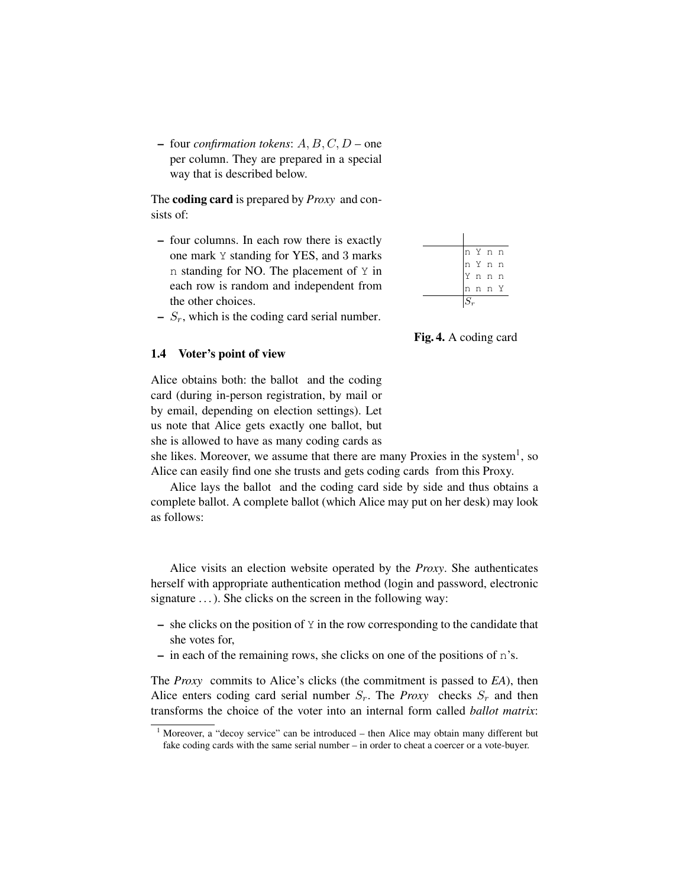- four *confirmation tokens*: $A, B, C, D$ – one per column. They are prepared in a special way that is described below.

The **coding card** is prepared by *Proxy* and consists of:

- four columns. In each row there is exactly one mark `Y` standing for YES, and 3 marks `n` standing for NO. The placement of `Y` in each row is random and independent from the other choices.
- $S_r$, which is the coding card serial number.

| | |
|---|---|
| | n Y n n |
| | n Y n n |
| | Y n n n |
| | n n n Y |
| | $S_r$ |

**Fig. 4.** A coding card

### 1.4 Voter's point of view

Alice obtains both: the ballot and the coding card (during in-person registration, by mail or by email, depending on election settings). Let us note that Alice gets exactly one ballot, but she is allowed to have as many coding cards as she likes. Moreover, we assume that there are many Proxies in the system[1], so Alice can easily find one she trusts and gets coding cards from this Proxy.

Alice lays the ballot and the coding card side by side and thus obtains a complete ballot. A complete ballot (which Alice may put on her desk) may look as follows:

Alice visits an election website operated by the *Proxy*. She authenticates herself with appropriate authentication method (login and password, electronic signature ...). She clicks on the screen in the following way:

- she clicks on the position of `Y` in the row corresponding to the candidate that she votes for,
- in each of the remaining rows, she clicks on one of the positions of `n`'s.

The *Proxy* commits to Alice's clicks (the commitment is passed to *EA*), then Alice enters coding card serial number $S_r$. The *Proxy* checks $S_r$ and then transforms the choice of the voter into an internal form called *ballot matrix*:

[1] Moreover, a "decoy service" can be introduced – then Alice may obtain many different but fake coding cards with the same serial number – in order to cheat a coercer or a vote-buyer.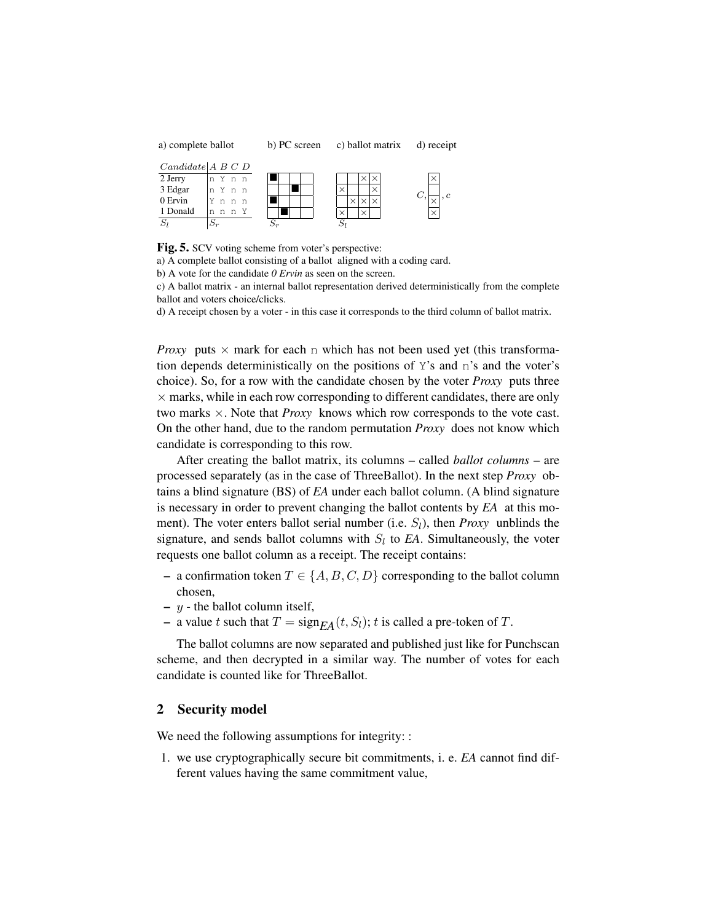a) complete ballot

| $Candidate$ | $A$ $B$ $C$ $D$ |
|---|---|
| 2 Jerry | n Y n n |
| 3 Edgar | n Y n n |
| 0 Ervin | Y n n n |
| 1 Donald | n n n Y |
| $S_l$ | $S_r$ |

b) PC screen

| | | | |
|---|---|---|---|
| ■ | | | |
| | | ■ | |
| ■ | | | |
| | ■ | | |

$S_r$

c) ballot matrix

| | | | |
|---|---|---|---|
| | | × | × |
| × | | | × |
| | × | × | × |
| × | | × | |

$S_l$

d) receipt

$C,$ [×, , ×, ×] $, c$

**Fig. 5.** SCV voting scheme from voter's perspective:
a) A complete ballot consisting of a ballot aligned with a coding card.
b) A vote for the candidate *0 Ervin* as seen on the screen.
c) A ballot matrix - an internal ballot representation derived deterministically from the complete ballot and voters choice/clicks.
d) A receipt chosen by a voter - in this case it corresponds to the third column of ballot matrix.

*Proxy* puts × mark for each n which has not been used yet (this transformation depends deterministically on the positions of Y's and n's and the voter's choice). So, for a row with the candidate chosen by the voter *Proxy* puts three × marks, while in each row corresponding to different candidates, there are only two marks ×. Note that *Proxy* knows which row corresponds to the vote cast. On the other hand, due to the random permutation *Proxy* does not know which candidate is corresponding to this row.

After creating the ballot matrix, its columns – called *ballot columns* – are processed separately (as in the case of ThreeBallot). In the next step *Proxy* obtains a blind signature (BS) of *EA* under each ballot column. (A blind signature is necessary in order to prevent changing the ballot contents by *EA* at this moment). The voter enters ballot serial number (i.e. $S_l$), then *Proxy* unblinds the signature, and sends ballot columns with $S_l$ to *EA*. Simultaneously, the voter requests one ballot column as a receipt. The receipt contains:

- a confirmation token $T \in \{A, B, C, D\}$ corresponding to the ballot column chosen,
- $y$ - the ballot column itself,
- a value $t$ such that $T = \text{sign}_{EA}(t, S_l)$; $t$ is called a pre-token of $T$.

The ballot columns are now separated and published just like for Punchscan scheme, and then decrypted in a similar way. The number of votes for each candidate is counted like for ThreeBallot.

## 2 Security model

We need the following assumptions for integrity: :

1. we use cryptographically secure bit commitments, i. e. *EA* cannot find different values having the same commitment value,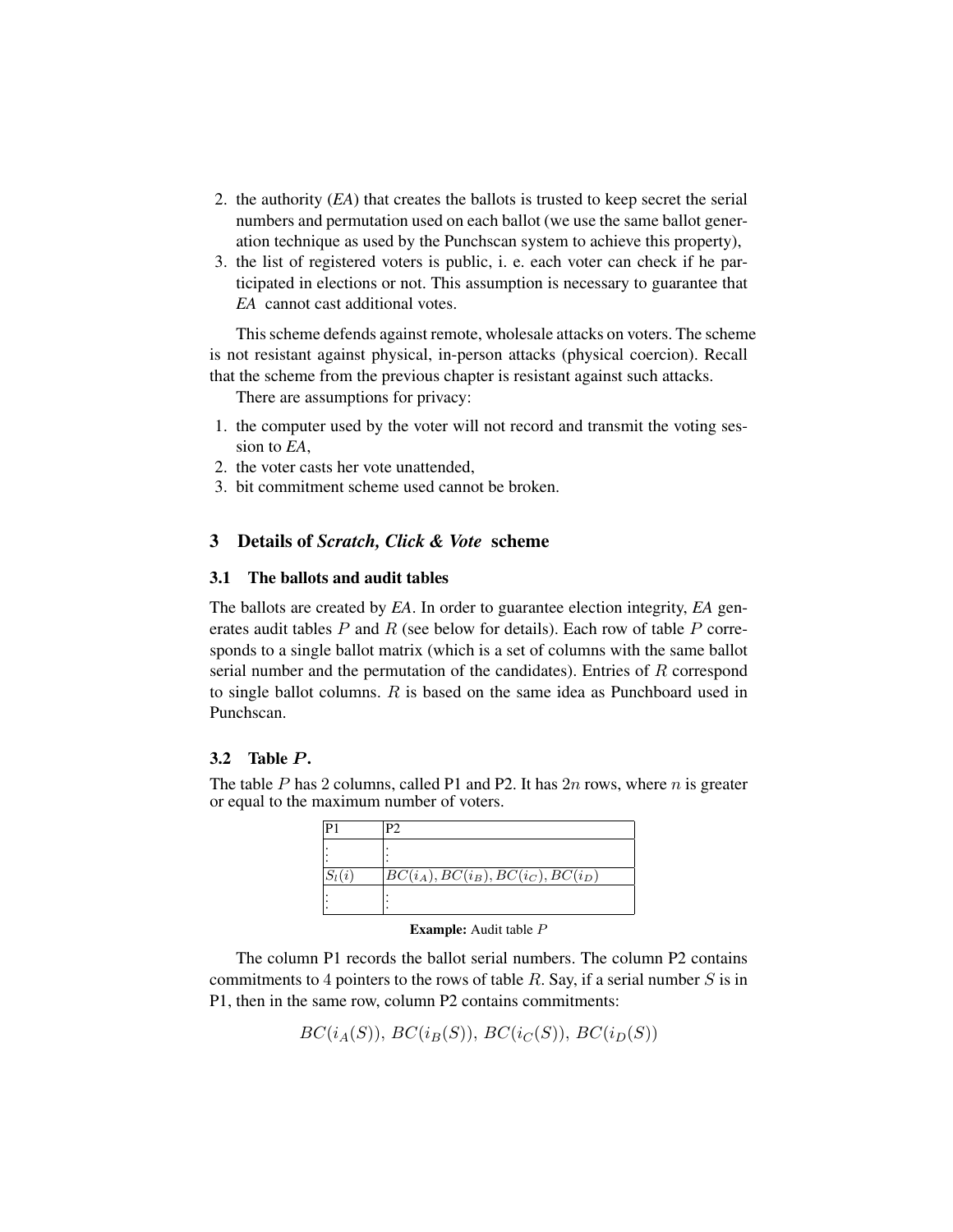2. the authority (*EA*) that creates the ballots is trusted to keep secret the serial numbers and permutation used on each ballot (we use the same ballot generation technique as used by the Punchscan system to achieve this property),
3. the list of registered voters is public, i. e. each voter can check if he participated in elections or not. This assumption is necessary to guarantee that *EA* cannot cast additional votes.

This scheme defends against remote, wholesale attacks on voters. The scheme is not resistant against physical, in-person attacks (physical coercion). Recall that the scheme from the previous chapter is resistant against such attacks.

There are assumptions for privacy:

1. the computer used by the voter will not record and transmit the voting session to *EA*,
2. the voter casts her vote unattended,
3. bit commitment scheme used cannot be broken.

## 3 Details of *Scratch, Click & Vote* scheme

### 3.1 The ballots and audit tables

The ballots are created by *EA*. In order to guarantee election integrity, *EA* generates audit tables $P$ and $R$ (see below for details). Each row of table $P$ corresponds to a single ballot matrix (which is a set of columns with the same ballot serial number and the permutation of the candidates). Entries of $R$ correspond to single ballot columns. $R$ is based on the same idea as Punchboard used in Punchscan.

### 3.2 Table $P$.

The table $P$ has 2 columns, called P1 and P2. It has $2n$ rows, where $n$ is greater or equal to the maximum number of voters.

| P1 | P2 |
|---|---|
| $\vdots$ | $\vdots$ |
| $S_l(i)$ | $BC(i_A), BC(i_B), BC(i_C), BC(i_D)$ |
| $\vdots$ | $\vdots$ |

**Example:** Audit table $P$

The column P1 records the ballot serial numbers. The column P2 contains commitments to 4 pointers to the rows of table $R$. Say, if a serial number $S$ is in P1, then in the same row, column P2 contains commitments:

$$BC(i_A(S)),\ BC(i_B(S)),\ BC(i_C(S)),\ BC(i_D(S))$$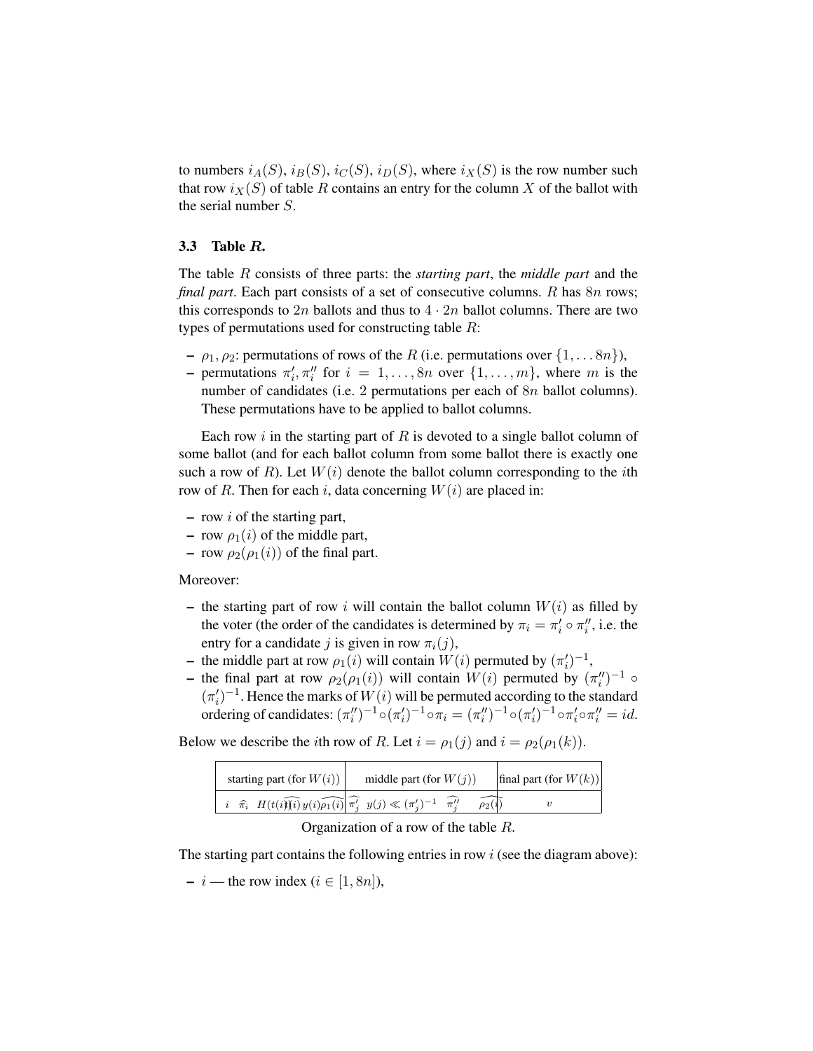to numbers $i_A(S)$, $i_B(S)$, $i_C(S)$, $i_D(S)$, where $i_X(S)$ is the row number such that row $i_X(S)$ of table $R$ contains an entry for the column $X$ of the ballot with the serial number $S$.

### 3.3 Table *R*.

The table $R$ consists of three parts: the *starting part*, the *middle part* and the *final part*. Each part consists of a set of consecutive columns. $R$ has $8n$ rows; this corresponds to $2n$ ballots and thus to $4 \cdot 2n$ ballot columns. There are two types of permutations used for constructing table $R$:

- $\rho_1, \rho_2$: permutations of rows of the $R$ (i.e. permutations over $\{1, \ldots 8n\}$),
- permutations $\pi'_i, \pi''_i$ for $i = 1, \ldots, 8n$ over $\{1, \ldots, m\}$, where $m$ is the number of candidates (i.e. 2 permutations per each of $8n$ ballot columns). These permutations have to be applied to ballot columns.

Each row $i$ in the starting part of $R$ is devoted to a single ballot column of some ballot (and for each ballot column from some ballot there is exactly one such a row of $R$). Let $W(i)$ denote the ballot column corresponding to the $i$th row of $R$. Then for each $i$, data concerning $W(i)$ are placed in:

- row $i$ of the starting part,
- row $\rho_1(i)$ of the middle part,
- row $\rho_2(\rho_1(i))$ of the final part.

Moreover:

- the starting part of row $i$ will contain the ballot column $W(i)$ as filled by the voter (the order of the candidates is determined by $\pi_i = \pi'_i \circ \pi''_i$, i.e. the entry for a candidate $j$ is given in row $\pi_i(j)$,
- the middle part at row $\rho_1(i)$ will contain $W(i)$ permuted by $(\pi'_i)^{-1}$,
- the final part at row $\rho_2(\rho_1(i))$ will contain $W(i)$ permuted by $(\pi''_i)^{-1} \circ (\pi'_i)^{-1}$. Hence the marks of $W(i)$ will be permuted according to the standard ordering of candidates: $(\pi''_i)^{-1} \circ (\pi'_i)^{-1} \circ \pi_i = (\pi''_i)^{-1} \circ (\pi'_i)^{-1} \circ \pi'_i \circ \pi''_i = id$.

Below we describe the $i$th row of $R$. Let $i = \rho_1(j)$ and $i = \rho_2(\rho_1(k))$.

| starting part (for $W(i)$) | middle part (for $W(j)$) | final part (for $W(k)$) |
|---|---|---|
| $i$ $\widehat{\pi}_i$ $H(\widehat{t(i)})$ $\widehat{y(i)\rho_1(i)}$ | $\widehat{\pi'_j}$ $y(j) \ll (\pi'_j)^{-1}$ $\widehat{\pi''_j}$ $\widehat{\rho_2(i)}$ | $v$ |

Organization of a row of the table $R$.

The starting part contains the following entries in row $i$ (see the diagram above):

- $i$ — the row index ($i \in [1, 8n]$),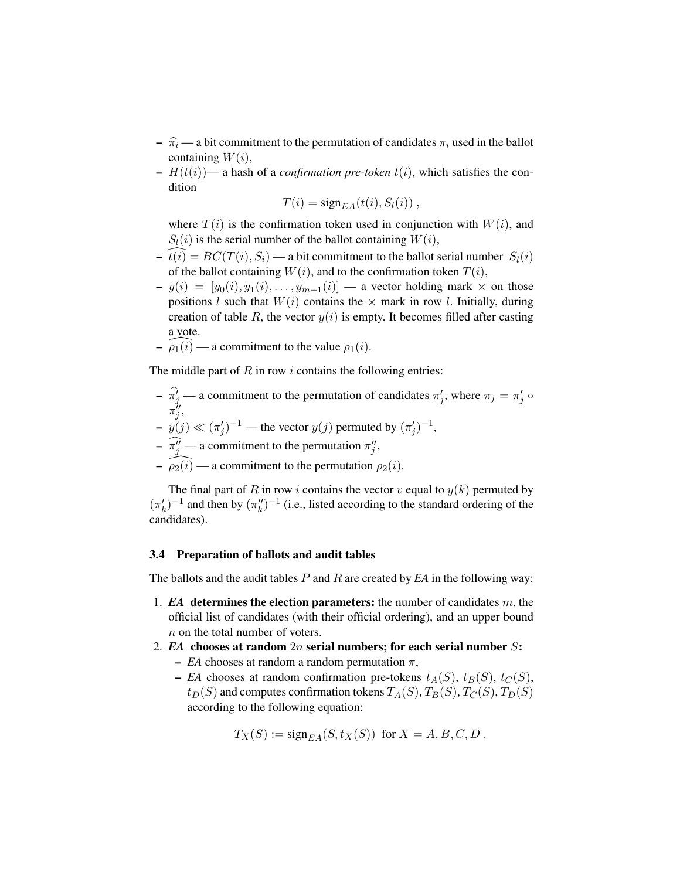- $\widehat{\pi}_i$ — a bit commitment to the permutation of candidates $\pi_i$ used in the ballot containing $W(i)$,
- $H(t(i))$— a hash of a *confirmation pre-token* $t(i)$, which satisfies the condition

$$T(i) = \text{sign}_{EA}(t(i), S_l(i)) ,$$

  where $T(i)$ is the confirmation token used in conjunction with $W(i)$, and $S_l(i)$ is the serial number of the ballot containing $W(i)$,
- $\widehat{t(i)} = BC(T(i), S_i)$ — a bit commitment to the ballot serial number $S_l(i)$ of the ballot containing $W(i)$, and to the confirmation token $T(i)$,
- $y(i) = [y_0(i), y_1(i), \ldots, y_{m-1}(i)]$ — a vector holding mark $\times$ on those positions $l$ such that $W(i)$ contains the $\times$ mark in row $l$. Initially, during creation of table $R$, the vector $y(i)$ is empty. It becomes filled after casting a vote.
- $\widehat{\rho_1(i)}$ — a commitment to the value $\rho_1(i)$.

The middle part of $R$ in row $i$ contains the following entries:

- $\widehat{\pi'_j}$ — a commitment to the permutation of candidates $\pi'_j$, where $\pi_j = \pi'_j \circ \pi''_j$,
- $y(j) \ll (\pi'_j)^{-1}$ — the vector $y(j)$ permuted by $(\pi'_j)^{-1}$,
- $\widehat{\pi''_j}$ — a commitment to the permutation $\pi''_j$,
- $\widehat{\rho_2(i)}$ — a commitment to the permutation $\rho_2(i)$.

The final part of $R$ in row $i$ contains the vector $v$ equal to $y(k)$ permuted by $(\pi'_k)^{-1}$ and then by $(\pi''_k)^{-1}$ (i.e., listed according to the standard ordering of the candidates).

### 3.4 Preparation of ballots and audit tables

The ballots and the audit tables $P$ and $R$ are created by *EA* in the following way:

1. ***EA*** **determines the election parameters:** the number of candidates $m$, the official list of candidates (with their official ordering), and an upper bound $n$ on the total number of voters.
2. ***EA*** **chooses at random $2n$ serial numbers; for each serial number $S$:**
   - *EA* chooses at random a random permutation $\pi$,
   - *EA* chooses at random confirmation pre-tokens $t_A(S)$, $t_B(S)$, $t_C(S)$, $t_D(S)$ and computes confirmation tokens $T_A(S), T_B(S), T_C(S), T_D(S)$ according to the following equation:

$$T_X(S) := \text{sign}_{EA}(S, t_X(S)) \;\text{ for } X = A, B, C, D .$$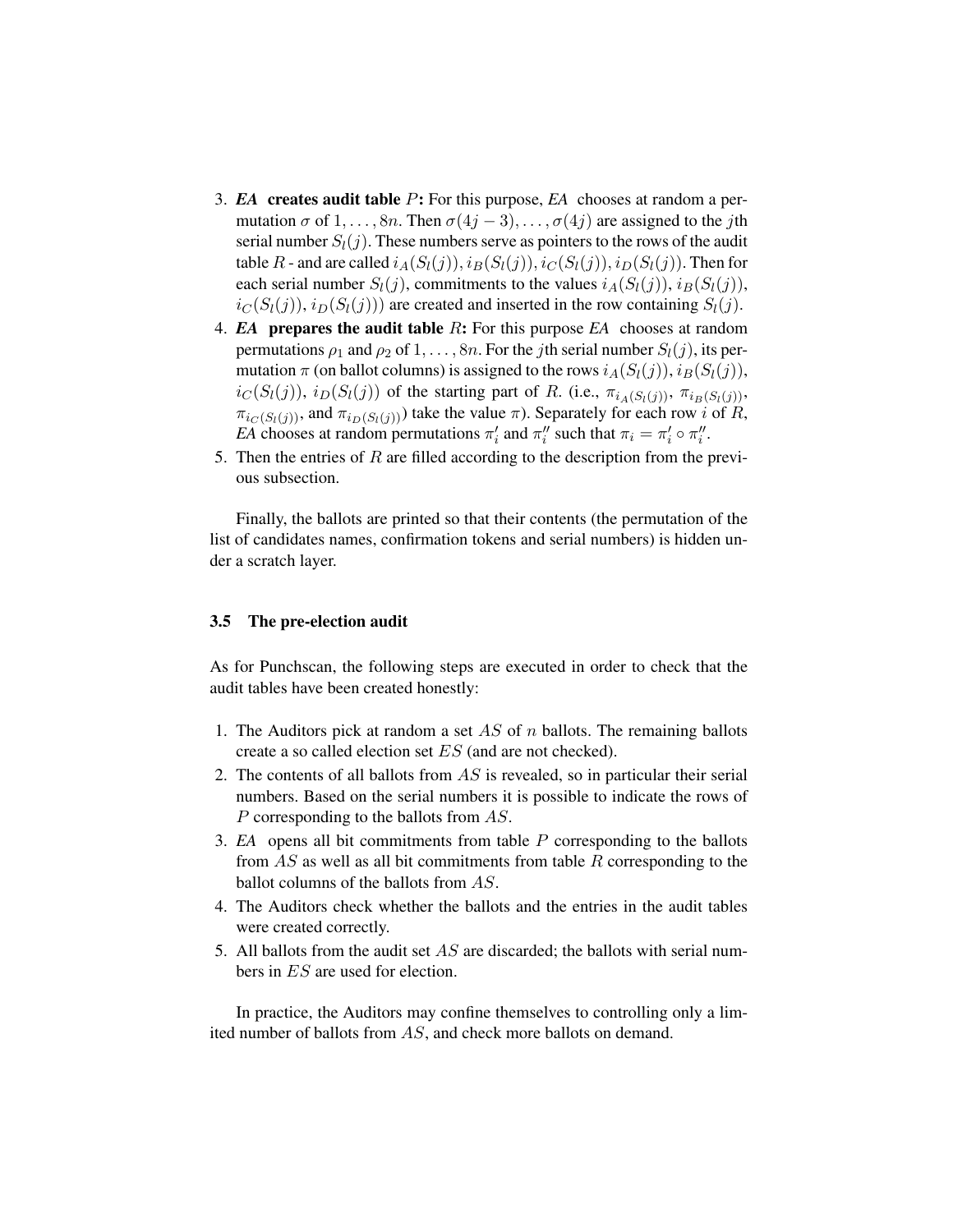3. ***EA*** **creates audit table** $P$**:** For this purpose, *EA* chooses at random a permutation $\sigma$ of $1, \ldots, 8n$. Then $\sigma(4j-3), \ldots, \sigma(4j)$ are assigned to the $j$th serial number $S_l(j)$. These numbers serve as pointers to the rows of the audit table $R$ - and are called $i_A(S_l(j)), i_B(S_l(j)), i_C(S_l(j)), i_D(S_l(j))$. Then for each serial number $S_l(j)$, commitments to the values $i_A(S_l(j))$, $i_B(S_l(j))$, $i_C(S_l(j))$, $i_D(S_l(j)))$ are created and inserted in the row containing $S_l(j)$.
4. ***EA*** **prepares the audit table** $R$**:** For this purpose *EA* chooses at random permutations $\rho_1$ and $\rho_2$ of $1, \ldots, 8n$. For the $j$th serial number $S_l(j)$, its permutation $\pi$ (on ballot columns) is assigned to the rows $i_A(S_l(j))$, $i_B(S_l(j))$, $i_C(S_l(j))$, $i_D(S_l(j))$ of the starting part of $R$. (i.e., $\pi_{i_A(S_l(j))}$, $\pi_{i_B(S_l(j))}$, $\pi_{i_C(S_l(j))}$, and $\pi_{i_D(S_l(j))}$) take the value $\pi$). Separately for each row $i$ of $R$, *EA* chooses at random permutations $\pi'_i$ and $\pi''_i$ such that $\pi_i = \pi'_i \circ \pi''_i$.
5. Then the entries of $R$ are filled according to the description from the previous subsection.

Finally, the ballots are printed so that their contents (the permutation of the list of candidates names, confirmation tokens and serial numbers) is hidden under a scratch layer.

### 3.5 The pre-election audit

As for Punchscan, the following steps are executed in order to check that the audit tables have been created honestly:

1. The Auditors pick at random a set $AS$ of $n$ ballots. The remaining ballots create a so called election set $ES$ (and are not checked).
2. The contents of all ballots from $AS$ is revealed, so in particular their serial numbers. Based on the serial numbers it is possible to indicate the rows of $P$ corresponding to the ballots from $AS$.
3. *EA* opens all bit commitments from table $P$ corresponding to the ballots from $AS$ as well as all bit commitments from table $R$ corresponding to the ballot columns of the ballots from $AS$.
4. The Auditors check whether the ballots and the entries in the audit tables were created correctly.
5. All ballots from the audit set $AS$ are discarded; the ballots with serial numbers in $ES$ are used for election.

In practice, the Auditors may confine themselves to controlling only a limited number of ballots from $AS$, and check more ballots on demand.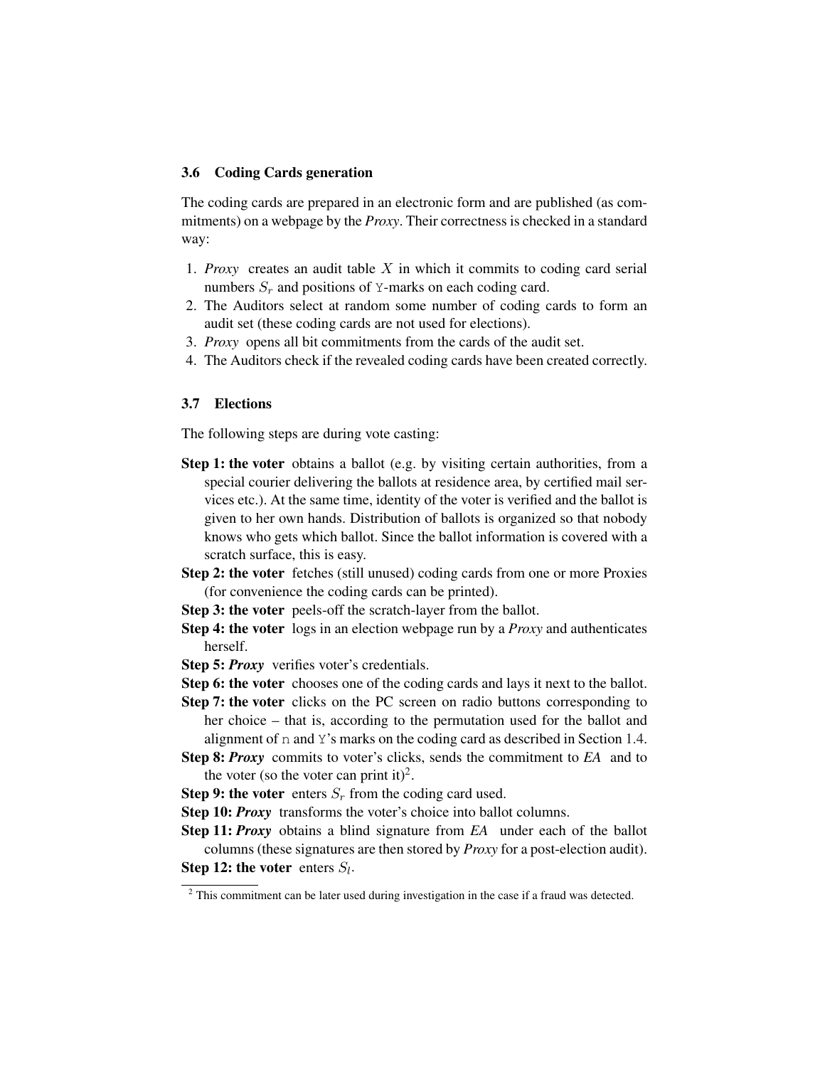### 3.6 Coding Cards generation

The coding cards are prepared in an electronic form and are published (as commitments) on a webpage by the *Proxy*. Their correctness is checked in a standard way:

1. *Proxy* creates an audit table $X$ in which it commits to coding card serial numbers $S_r$ and positions of `Y`-marks on each coding card.
2. The Auditors select at random some number of coding cards to form an audit set (these coding cards are not used for elections).
3. *Proxy* opens all bit commitments from the cards of the audit set.
4. The Auditors check if the revealed coding cards have been created correctly.

### 3.7 Elections

The following steps are during vote casting:

**Step 1: the voter** obtains a ballot (e.g. by visiting certain authorities, from a special courier delivering the ballots at residence area, by certified mail services etc.). At the same time, identity of the voter is verified and the ballot is given to her own hands. Distribution of ballots is organized so that nobody knows who gets which ballot. Since the ballot information is covered with a scratch surface, this is easy.

**Step 2: the voter** fetches (still unused) coding cards from one or more Proxies (for convenience the coding cards can be printed).

**Step 3: the voter** peels-off the scratch-layer from the ballot.

**Step 4: the voter** logs in an election webpage run by a *Proxy* and authenticates herself.

**Step 5: *Proxy*** verifies voter's credentials.

**Step 6: the voter** chooses one of the coding cards and lays it next to the ballot.

**Step 7: the voter** clicks on the PC screen on radio buttons corresponding to her choice – that is, according to the permutation used for the ballot and alignment of `n` and `Y`'s marks on the coding card as described in Section 1.4.

**Step 8: *Proxy*** commits to voter's clicks, sends the commitment to *EA* and to the voter (so the voter can print it)[2].

**Step 9: the voter** enters $S_r$ from the coding card used.

**Step 10: *Proxy*** transforms the voter's choice into ballot columns.

**Step 11: *Proxy*** obtains a blind signature from *EA* under each of the ballot columns (these signatures are then stored by *Proxy* for a post-election audit).

**Step 12: the voter** enters $S_l$.

[2] This commitment can be later used during investigation in the case if a fraud was detected.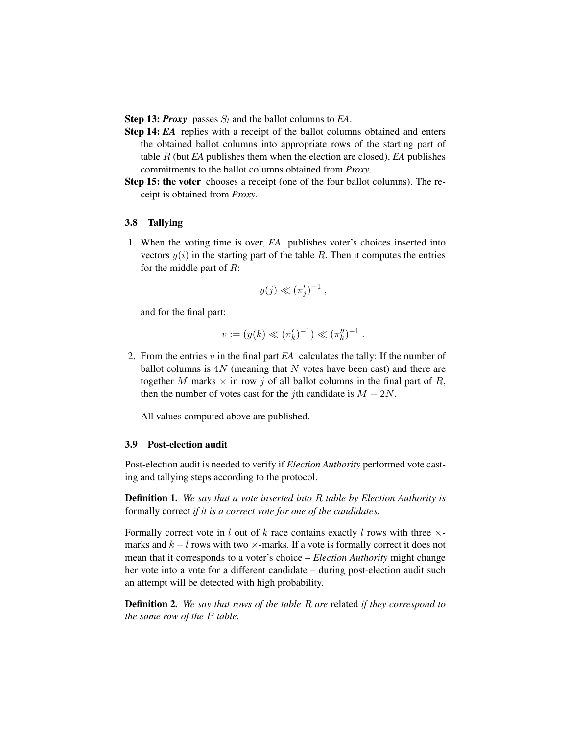**Step 13:** ***Proxy*** passes $S_l$ and the ballot columns to *EA*.

**Step 14:** ***EA*** replies with a receipt of the ballot columns obtained and enters the obtained ballot columns into appropriate rows of the starting part of table $R$ (but *EA* publishes them when the election are closed), *EA* publishes commitments to the ballot columns obtained from *Proxy*.

**Step 15: the voter** chooses a receipt (one of the four ballot columns). The receipt is obtained from *Proxy*.

### 3.8 Tallying

1. When the voting time is over, *EA* publishes voter's choices inserted into vectors $y(i)$ in the starting part of the table $R$. Then it computes the entries for the middle part of $R$:

$$y(j) \ll (\pi'_j)^{-1} ,$$

and for the final part:

$$v := (y(k) \ll (\pi'_k)^{-1}) \ll (\pi''_k)^{-1} .$$

2. From the entries $v$ in the final part *EA* calculates the tally: If the number of ballot columns is $4N$ (meaning that $N$ votes have been cast) and there are together $M$ marks $\times$ in row $j$ of all ballot columns in the final part of $R$, then the number of votes cast for the $j$th candidate is $M - 2N$.

   All values computed above are published.

### 3.9 Post-election audit

Post-election audit is needed to verify if *Election Authority* performed vote casting and tallying steps according to the protocol.

**Definition 1.** *We say that a vote inserted into $R$ table by Election Authority is* formally correct *if it is a correct vote for one of the candidates.*

Formally correct vote in $l$ out of $k$ race contains exactly $l$ rows with three $\times$-marks and $k - l$ rows with two $\times$-marks. If a vote is formally correct it does not mean that it corresponds to a voter's choice – *Election Authority* might change her vote into a vote for a different candidate – during post-election audit such an attempt will be detected with high probability.

**Definition 2.** *We say that rows of the table $R$ are* related *if they correspond to the same row of the $P$ table.*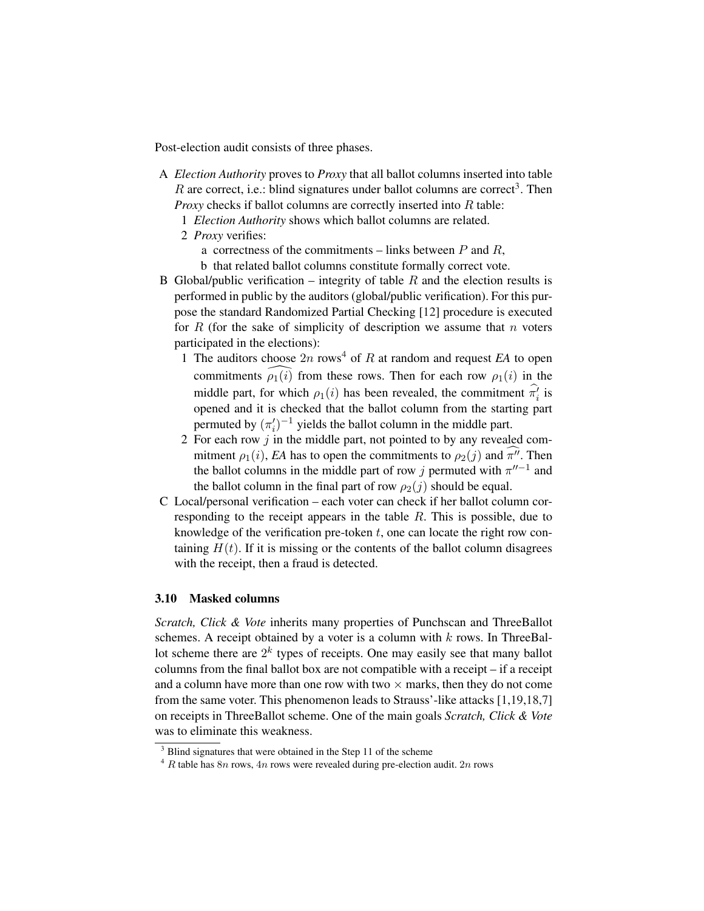Post-election audit consists of three phases.

A *Election Authority* proves to *Proxy* that all ballot columns inserted into table $R$ are correct, i.e.: blind signatures under ballot columns are correct[3]. Then *Proxy* checks if ballot columns are correctly inserted into $R$ table:
   1 *Election Authority* shows which ballot columns are related.
   2 *Proxy* verifies:
      a correctness of the commitments – links between $P$ and $R$,
      b that related ballot columns constitute formally correct vote.

B Global/public verification – integrity of table $R$ and the election results is performed in public by the auditors (global/public verification). For this purpose the standard Randomized Partial Checking [12] procedure is executed for $R$ (for the sake of simplicity of description we assume that $n$ voters participated in the elections):
   1 The auditors choose $2n$ rows[4] of $R$ at random and request *EA* to open commitments $\widehat{\rho_1(i)}$ from these rows. Then for each row $\rho_1(i)$ in the middle part, for which $\rho_1(i)$ has been revealed, the commitment $\widehat{\pi'_i}$ is opened and it is checked that the ballot column from the starting part permuted by $(\pi'_i)^{-1}$ yields the ballot column in the middle part.
   2 For each row $j$ in the middle part, not pointed to by any revealed commitment $\rho_1(i)$, *EA* has to open the commitments to $\rho_2(j)$ and $\widehat{\pi''}$. Then the ballot columns in the middle part of row $j$ permuted with $\pi''^{-1}$ and the ballot column in the final part of row $\rho_2(j)$ should be equal.

C Local/personal verification – each voter can check if her ballot column corresponding to the receipt appears in the table $R$. This is possible, due to knowledge of the verification pre-token $t$, one can locate the right row containing $H(t)$. If it is missing or the contents of the ballot column disagrees with the receipt, then a fraud is detected.

### 3.10 Masked columns

*Scratch, Click & Vote* inherits many properties of Punchscan and ThreeBallot schemes. A receipt obtained by a voter is a column with $k$ rows. In ThreeBallot scheme there are $2^k$ types of receipts. One may easily see that many ballot columns from the final ballot box are not compatible with a receipt – if a receipt and a column have more than one row with two $\times$ marks, then they do not come from the same voter. This phenomenon leads to Strauss'-like attacks [1,19,18,7] on receipts in ThreeBallot scheme. One of the main goals *Scratch, Click & Vote* was to eliminate this weakness.

---

[3] Blind signatures that were obtained in the Step 11 of the scheme

[4] $R$ table has $8n$ rows, $4n$ rows were revealed during pre-election audit. $2n$ rows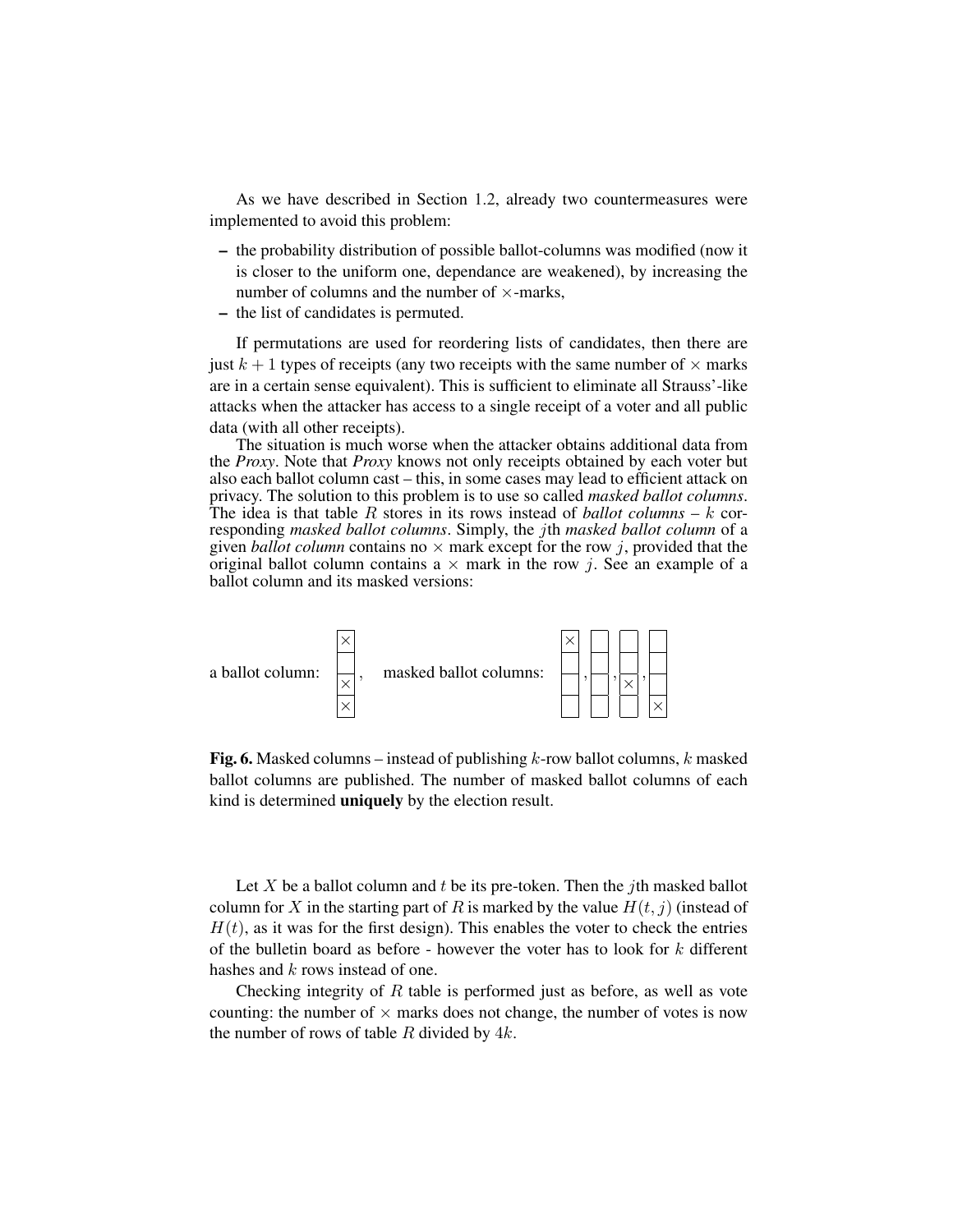As we have described in Section 1.2, already two countermeasures were implemented to avoid this problem:

- the probability distribution of possible ballot-columns was modified (now it is closer to the uniform one, dependance are weakened), by increasing the number of columns and the number of $\times$-marks,
- the list of candidates is permuted.

If permutations are used for reordering lists of candidates, then there are just $k+1$ types of receipts (any two receipts with the same number of $\times$ marks are in a certain sense equivalent). This is sufficient to eliminate all Strauss'-like attacks when the attacker has access to a single receipt of a voter and all public data (with all other receipts).

The situation is much worse when the attacker obtains additional data from the *Proxy*. Note that *Proxy* knows not only receipts obtained by each voter but also each ballot column cast – this, in some cases may lead to efficient attack on privacy. The solution to this problem is to use so called *masked ballot columns*. The idea is that table $R$ stores in its rows instead of *ballot columns* – $k$ corresponding *masked ballot columns*. Simply, the $j$th *masked ballot column* of a given *ballot column* contains no $\times$ mark except for the row $j$, provided that the original ballot column contains a $\times$ mark in the row $j$. See an example of a ballot column and its masked versions:

a ballot column: [×, , ×, ×], masked ballot columns: [×, , , ], [ , , , ], [ , , ×, ], [ , , , ×]

**Fig. 6.** Masked columns – instead of publishing $k$-row ballot columns, $k$ masked ballot columns are published. The number of masked ballot columns of each kind is determined **uniquely** by the election result.

Let $X$ be a ballot column and $t$ be its pre-token. Then the $j$th masked ballot column for $X$ in the starting part of $R$ is marked by the value $H(t, j)$ (instead of $H(t)$, as it was for the first design). This enables the voter to check the entries of the bulletin board as before - however the voter has to look for $k$ different hashes and $k$ rows instead of one.

Checking integrity of $R$ table is performed just as before, as well as vote counting: the number of $\times$ marks does not change, the number of votes is now the number of rows of table $R$ divided by $4k$.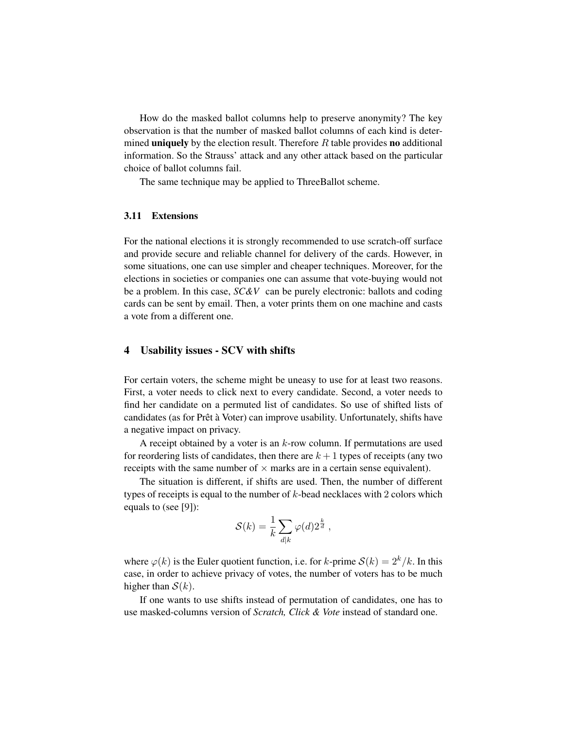How do the masked ballot columns help to preserve anonymity? The key observation is that the number of masked ballot columns of each kind is determined **uniquely** by the election result. Therefore $R$ table provides **no** additional information. So the Strauss' attack and any other attack based on the particular choice of ballot columns fail.

The same technique may be applied to ThreeBallot scheme.

### 3.11 Extensions

For the national elections it is strongly recommended to use scratch-off surface and provide secure and reliable channel for delivery of the cards. However, in some situations, one can use simpler and cheaper techniques. Moreover, for the elections in societies or companies one can assume that vote-buying would not be a problem. In this case, *SC&V* can be purely electronic: ballots and coding cards can be sent by email. Then, a voter prints them on one machine and casts a vote from a different one.

## 4 Usability issues - SCV with shifts

For certain voters, the scheme might be uneasy to use for at least two reasons. First, a voter needs to click next to every candidate. Second, a voter needs to find her candidate on a permuted list of candidates. So use of shifted lists of candidates (as for Prêt à Voter) can improve usability. Unfortunately, shifts have a negative impact on privacy.

A receipt obtained by a voter is an $k$-row column. If permutations are used for reordering lists of candidates, then there are $k+1$ types of receipts (any two receipts with the same number of $\times$ marks are in a certain sense equivalent).

The situation is different, if shifts are used. Then, the number of different types of receipts is equal to the number of $k$-bead necklaces with 2 colors which equals to (see [9]):

$$\mathcal{S}(k) = \frac{1}{k}\sum_{d|k} \varphi(d) 2^{\frac{k}{d}} \ ,$$

where $\varphi(k)$ is the Euler quotient function, i.e. for $k$-prime $\mathcal{S}(k) = 2^k/k$. In this case, in order to achieve privacy of votes, the number of voters has to be much higher than $\mathcal{S}(k)$.

If one wants to use shifts instead of permutation of candidates, one has to use masked-columns version of *Scratch, Click & Vote* instead of standard one.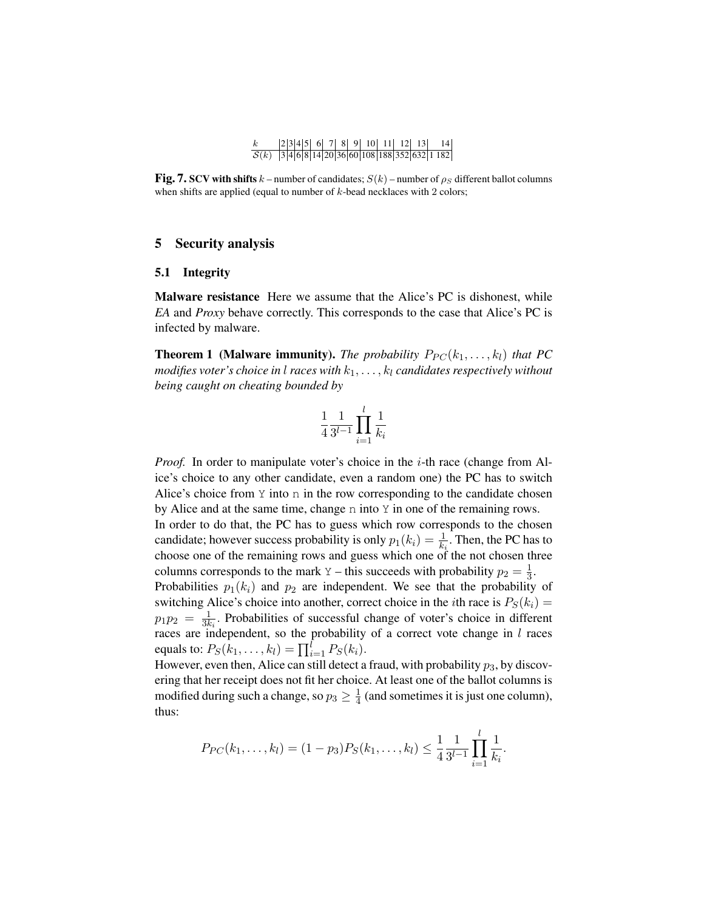| $k$ | 2 | 3 | 4 | 5 | 6 | 7 | 8 | 9 | 10 | 11 | 12 | 13 | 14 |
|---|---|---|---|---|---|---|---|---|---|---|---|---|---|
| $S(k)$ | 3 | 4 | 6 | 8 | 14 | 20 | 36 | 60 | 108 | 188 | 352 | 632 | 1 182 |

**Fig. 7.** **SCV with shifts** $k$ – number of candidates; $S(k)$ – number of $\rho_S$ different ballot columns when shifts are applied (equal to number of $k$-bead necklaces with 2 colors;

## 5 Security analysis

### 5.1 Integrity

**Malware resistance** Here we assume that the Alice's PC is dishonest, while *EA* and *Proxy* behave correctly. This corresponds to the case that Alice's PC is infected by malware.

**Theorem 1 (Malware immunity).** *The probability $P_{PC}(k_1, \ldots, k_l)$ that PC modifies voter's choice in $l$ races with $k_1, \ldots, k_l$ candidates respectively without being caught on cheating bounded by*

$$\frac{1}{4}\frac{1}{3^{l-1}}\prod_{i=1}^{l}\frac{1}{k_i}$$

*Proof.* In order to manipulate voter's choice in the $i$-th race (change from Alice's choice to any other candidate, even a random one) the PC has to switch Alice's choice from `Y` into `n` in the row corresponding to the candidate chosen by Alice and at the same time, change `n` into `Y` in one of the remaining rows.
In order to do that, the PC has to guess which row corresponds to the chosen candidate; however success probability is only $p_1(k_i) = \frac{1}{k_i}$. Then, the PC has to choose one of the remaining rows and guess which one of the not chosen three columns corresponds to the mark `Y` – this succeeds with probability $p_2 = \frac{1}{3}$.
Probabilities $p_1(k_i)$ and $p_2$ are independent. We see that the probability of switching Alice's choice into another, correct choice in the $i$th race is $P_S(k_i) = p_1 p_2 = \frac{1}{3k_i}$. Probabilities of successful change of voter's choice in different races are independent, so the probability of a correct vote change in $l$ races equals to: $P_S(k_1, \ldots, k_l) = \prod_{i=1}^{l} P_S(k_i)$.
However, even then, Alice can still detect a fraud, with probability $p_3$, by discovering that her receipt does not fit her choice. At least one of the ballot columns is modified during such a change, so $p_3 \geq \frac{1}{4}$ (and sometimes it is just one column), thus:

$$P_{PC}(k_1, \ldots, k_l) = (1 - p_3)P_S(k_1, \ldots, k_l) \leq \frac{1}{4}\frac{1}{3^{l-1}}\prod_{i=1}^{l}\frac{1}{k_i}.$$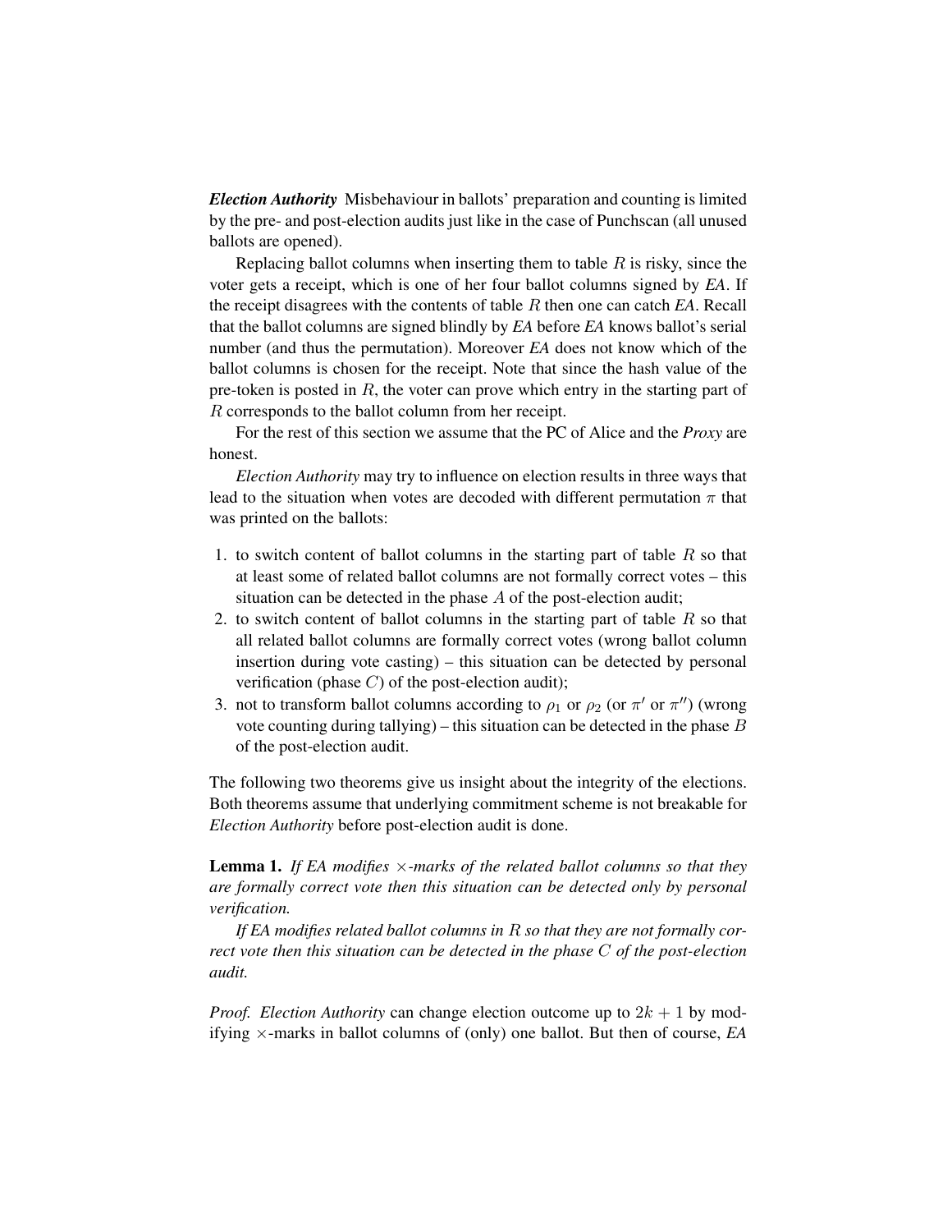***Election Authority*** Misbehaviour in ballots' preparation and counting is limited by the pre- and post-election audits just like in the case of Punchscan (all unused ballots are opened).

Replacing ballot columns when inserting them to table $R$ is risky, since the voter gets a receipt, which is one of her four ballot columns signed by *EA*. If the receipt disagrees with the contents of table $R$ then one can catch *EA*. Recall that the ballot columns are signed blindly by *EA* before *EA* knows ballot's serial number (and thus the permutation). Moreover *EA* does not know which of the ballot columns is chosen for the receipt. Note that since the hash value of the pre-token is posted in $R$, the voter can prove which entry in the starting part of $R$ corresponds to the ballot column from her receipt.

For the rest of this section we assume that the PC of Alice and the *Proxy* are honest.

*Election Authority* may try to influence on election results in three ways that lead to the situation when votes are decoded with different permutation $\pi$ that was printed on the ballots:

1. to switch content of ballot columns in the starting part of table $R$ so that at least some of related ballot columns are not formally correct votes – this situation can be detected in the phase $A$ of the post-election audit;
2. to switch content of ballot columns in the starting part of table $R$ so that all related ballot columns are formally correct votes (wrong ballot column insertion during vote casting) – this situation can be detected by personal verification (phase $C$) of the post-election audit);
3. not to transform ballot columns according to $\rho_1$ or $\rho_2$ (or $\pi'$ or $\pi''$) (wrong vote counting during tallying) – this situation can be detected in the phase $B$ of the post-election audit.

The following two theorems give us insight about the integrity of the elections. Both theorems assume that underlying commitment scheme is not breakable for *Election Authority* before post-election audit is done.

**Lemma 1.** *If EA modifies $\times$-marks of the related ballot columns so that they are formally correct vote then this situation can be detected only by personal verification.*

*If EA modifies related ballot columns in $R$ so that they are not formally correct vote then this situation can be detected in the phase $C$ of the post-election audit.*

*Proof.* *Election Authority* can change election outcome up to $2k + 1$ by modifying $\times$-marks in ballot columns of (only) one ballot. But then of course, *EA*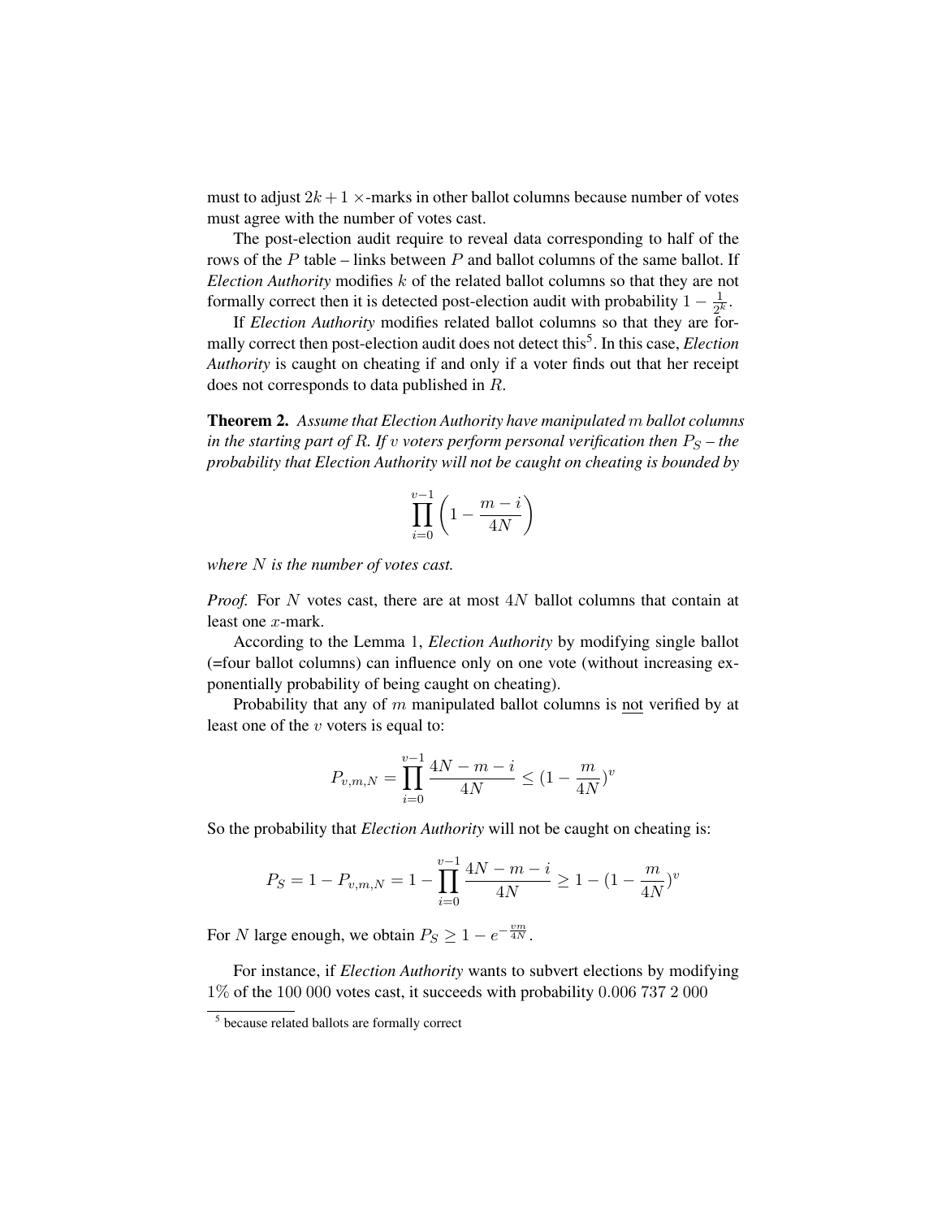must to adjust $2k + 1$ ×-marks in other ballot columns because number of votes must agree with the number of votes cast.

The post-election audit require to reveal data corresponding to half of the rows of the $P$ table – links between $P$ and ballot columns of the same ballot. If *Election Authority* modifies $k$ of the related ballot columns so that they are not formally correct then it is detected post-election audit with probability $1 - \frac{1}{2^k}$.

If *Election Authority* modifies related ballot columns so that they are formally correct then post-election audit does not detect this[5]. In this case, *Election Authority* is caught on cheating if and only if a voter finds out that her receipt does not corresponds to data published in $R$.

**Theorem 2.** *Assume that Election Authority have manipulated $m$ ballot columns in the starting part of $R$. If $v$ voters perform personal verification then $P_S$ – the probability that Election Authority will not be caught on cheating is bounded by*

$$\prod_{i=0}^{v-1} \left(1 - \frac{m-i}{4N}\right)$$

*where $N$ is the number of votes cast.*

*Proof.* For $N$ votes cast, there are at most $4N$ ballot columns that contain at least one $x$-mark.

According to the Lemma 1, *Election Authority* by modifying single ballot (=four ballot columns) can influence only on one vote (without increasing exponentially probability of being caught on cheating).

Probability that any of $m$ manipulated ballot columns is <u>not</u> verified by at least one of the $v$ voters is equal to:

$$P_{v,m,N} = \prod_{i=0}^{v-1} \frac{4N - m - i}{4N} \leq (1 - \frac{m}{4N})^v$$

So the probability that *Election Authority* will not be caught on cheating is:

$$P_S = 1 - P_{v,m,N} = 1 - \prod_{i=0}^{v-1} \frac{4N - m - i}{4N} \geq 1 - (1 - \frac{m}{4N})^v$$

For $N$ large enough, we obtain $P_S \geq 1 - e^{-\frac{vm}{4N}}$.

For instance, if *Election Authority* wants to subvert elections by modifying $1\%$ of the $100\ 000$ votes cast, it succeeds with probability $0.006\ 737\ 2\ 000$

---

[5] because related ballots are formally correct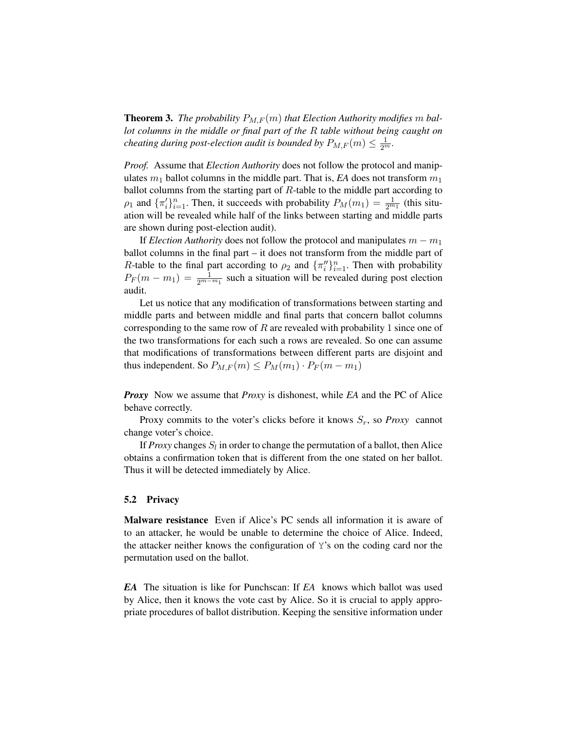**Theorem 3.** *The probability $P_{M,F}(m)$ that Election Authority modifies $m$ ballot columns in the middle or final part of the $R$ table without being caught on cheating during post-election audit is bounded by $P_{M,F}(m) \leq \frac{1}{2^m}$.*

*Proof.* Assume that *Election Authority* does not follow the protocol and manipulates $m_1$ ballot columns in the middle part. That is, *EA* does not transform $m_1$ ballot columns from the starting part of $R$-table to the middle part according to $\rho_1$ and $\{\pi'_i\}_{i=1}^n$. Then, it succeeds with probability $P_M(m_1) = \frac{1}{2^{m_1}}$ (this situation will be revealed while half of the links between starting and middle parts are shown during post-election audit).

If *Election Authority* does not follow the protocol and manipulates $m - m_1$ ballot columns in the final part – it does not transform from the middle part of $R$-table to the final part according to $\rho_2$ and $\{\pi''_i\}_{i=1}^n$. Then with probability $P_F(m - m_1) = \frac{1}{2^{m-m_1}}$ such a situation will be revealed during post election audit.

Let us notice that any modification of transformations between starting and middle parts and between middle and final parts that concern ballot columns corresponding to the same row of $R$ are revealed with probability 1 since one of the two transformations for each such a rows are revealed. So one can assume that modifications of transformations between different parts are disjoint and thus independent. So $P_{M,F}(m) \leq P_M(m_1) \cdot P_F(m - m_1)$

***Proxy*** Now we assume that *Proxy* is dishonest, while *EA* and the PC of Alice behave correctly.

Proxy commits to the voter's clicks before it knows $S_r$, so *Proxy* cannot change voter's choice.

If *Proxy* changes $S_l$ in order to change the permutation of a ballot, then Alice obtains a confirmation token that is different from the one stated on her ballot. Thus it will be detected immediately by Alice.

### 5.2 Privacy

**Malware resistance** Even if Alice's PC sends all information it is aware of to an attacker, he would be unable to determine the choice of Alice. Indeed, the attacker neither knows the configuration of Y's on the coding card nor the permutation used on the ballot.

***EA*** The situation is like for Punchscan: If *EA* knows which ballot was used by Alice, then it knows the vote cast by Alice. So it is crucial to apply appropriate procedures of ballot distribution. Keeping the sensitive information under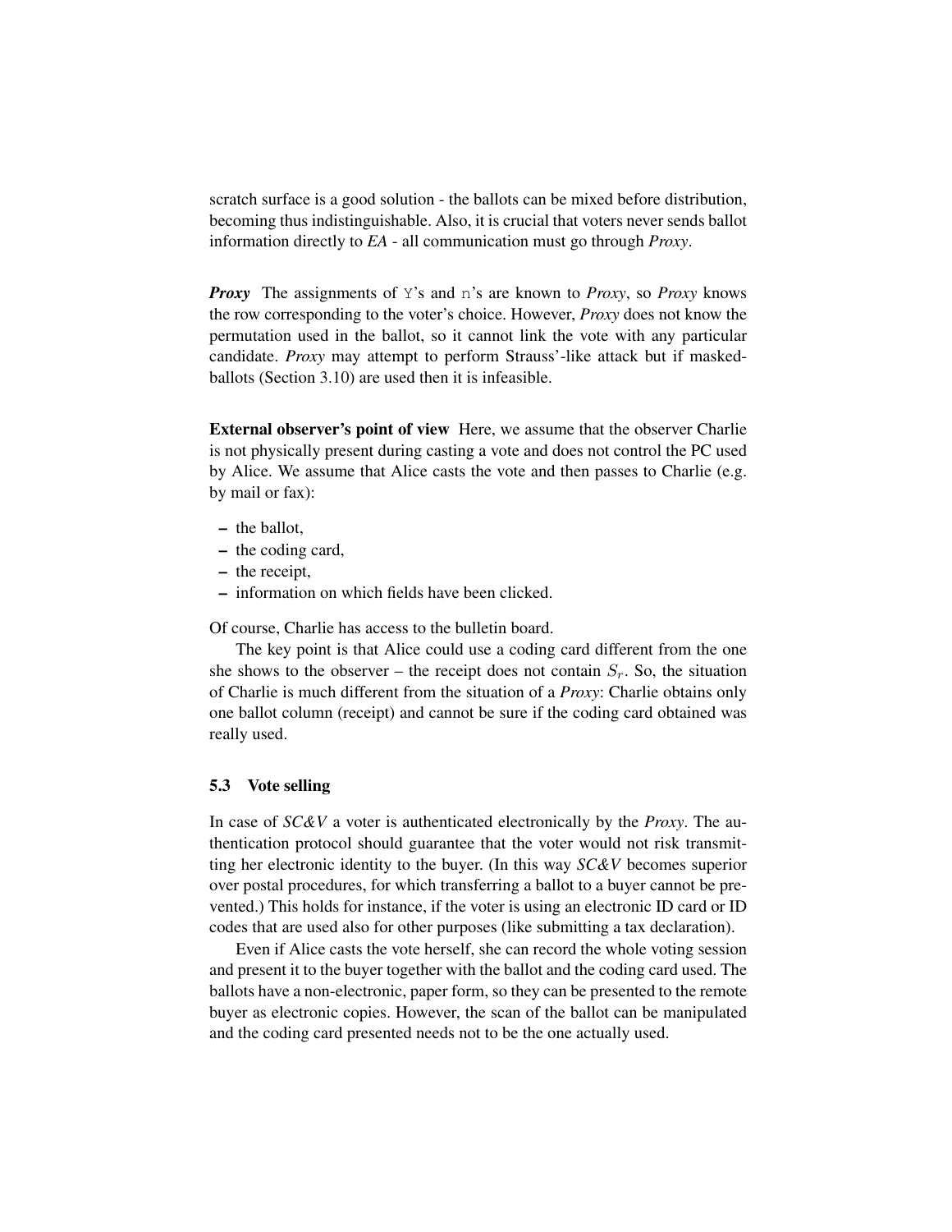scratch surface is a good solution - the ballots can be mixed before distribution, becoming thus indistinguishable. Also, it is crucial that voters never sends ballot information directly to *EA* - all communication must go through *Proxy*.

***Proxy*** The assignments of `Y`'s and `n`'s are known to *Proxy*, so *Proxy* knows the row corresponding to the voter's choice. However, *Proxy* does not know the permutation used in the ballot, so it cannot link the vote with any particular candidate. *Proxy* may attempt to perform Strauss'-like attack but if masked-ballots (Section 3.10) are used then it is infeasible.

**External observer's point of view** Here, we assume that the observer Charlie is not physically present during casting a vote and does not control the PC used by Alice. We assume that Alice casts the vote and then passes to Charlie (e.g. by mail or fax):

– the ballot,
– the coding card,
– the receipt,
– information on which fields have been clicked.

Of course, Charlie has access to the bulletin board.

The key point is that Alice could use a coding card different from the one she shows to the observer – the receipt does not contain $S_r$. So, the situation of Charlie is much different from the situation of a *Proxy*: Charlie obtains only one ballot column (receipt) and cannot be sure if the coding card obtained was really used.

### 5.3 Vote selling

In case of *SC&V* a voter is authenticated electronically by the *Proxy*. The authentication protocol should guarantee that the voter would not risk transmitting her electronic identity to the buyer. (In this way *SC&V* becomes superior over postal procedures, for which transferring a ballot to a buyer cannot be prevented.) This holds for instance, if the voter is using an electronic ID card or ID codes that are used also for other purposes (like submitting a tax declaration).

Even if Alice casts the vote herself, she can record the whole voting session and present it to the buyer together with the ballot and the coding card used. The ballots have a non-electronic, paper form, so they can be presented to the remote buyer as electronic copies. However, the scan of the ballot can be manipulated and the coding card presented needs not to be the one actually used.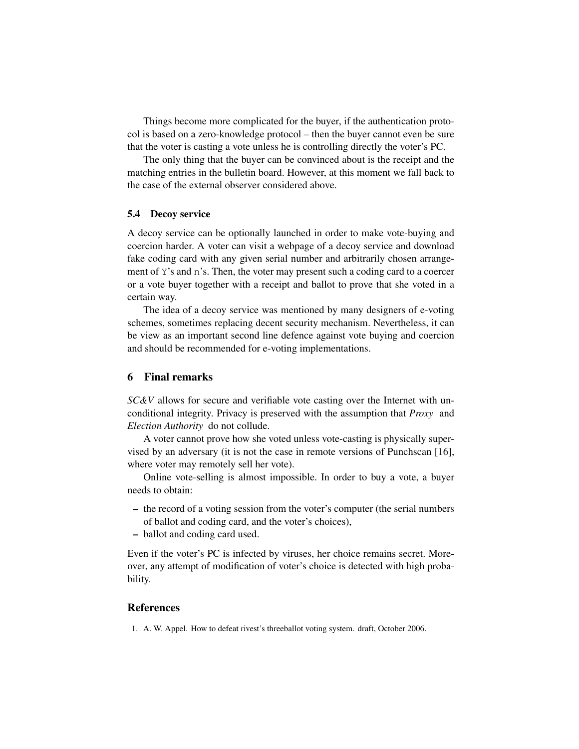Things become more complicated for the buyer, if the authentication protocol is based on a zero-knowledge protocol – then the buyer cannot even be sure that the voter is casting a vote unless he is controlling directly the voter's PC.

The only thing that the buyer can be convinced about is the receipt and the matching entries in the bulletin board. However, at this moment we fall back to the case of the external observer considered above.

### 5.4 Decoy service

A decoy service can be optionally launched in order to make vote-buying and coercion harder. A voter can visit a webpage of a decoy service and download fake coding card with any given serial number and arbitrarily chosen arrangement of `Y`'s and `n`'s. Then, the voter may present such a coding card to a coercer or a vote buyer together with a receipt and ballot to prove that she voted in a certain way.

The idea of a decoy service was mentioned by many designers of e-voting schemes, sometimes replacing decent security mechanism. Nevertheless, it can be view as an important second line defence against vote buying and coercion and should be recommended for e-voting implementations.

## 6 Final remarks

*SC&V* allows for secure and verifiable vote casting over the Internet with unconditional integrity. Privacy is preserved with the assumption that *Proxy* and *Election Authority* do not collude.

A voter cannot prove how she voted unless vote-casting is physically supervised by an adversary (it is not the case in remote versions of Punchscan [16], where voter may remotely sell her vote).

Online vote-selling is almost impossible. In order to buy a vote, a buyer needs to obtain:

- the record of a voting session from the voter's computer (the serial numbers of ballot and coding card, and the voter's choices),
- ballot and coding card used.

Even if the voter's PC is infected by viruses, her choice remains secret. Moreover, any attempt of modification of voter's choice is detected with high probability.

## References

1. A. W. Appel. How to defeat rivest's threeballot voting system. draft, October 2006.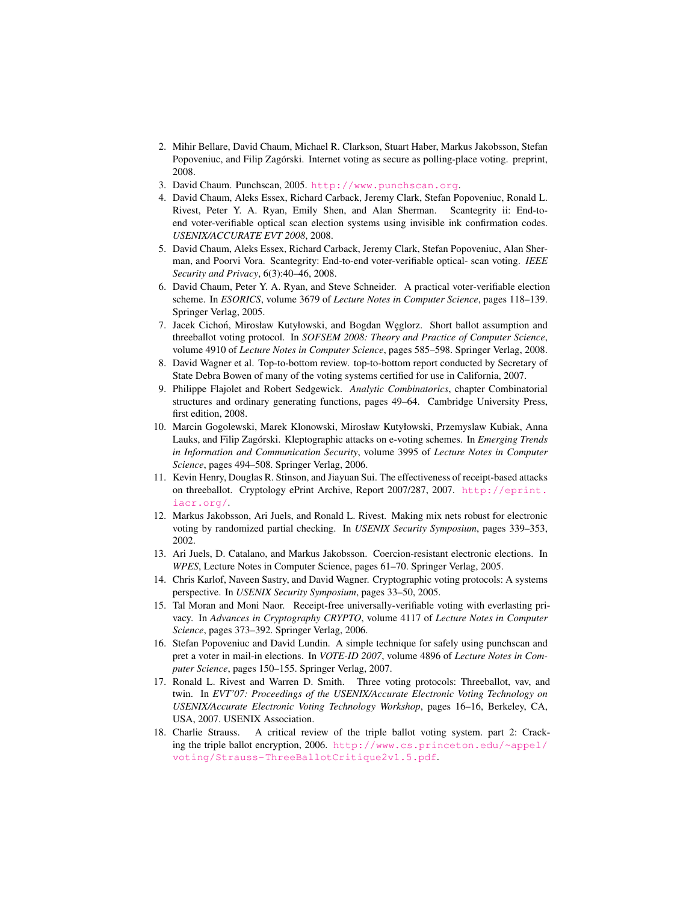2. Mihir Bellare, David Chaum, Michael R. Clarkson, Stuart Haber, Markus Jakobsson, Stefan Popoveniuc, and Filip Zagórski. Internet voting as secure as polling-place voting. preprint, 2008.
3. David Chaum. Punchscan, 2005. http://www.punchscan.org.
4. David Chaum, Aleks Essex, Richard Carback, Jeremy Clark, Stefan Popoveniuc, Ronald L. Rivest, Peter Y. A. Ryan, Emily Shen, and Alan Sherman. Scantegrity ii: End-to-end voter-verifiable optical scan election systems using invisible ink confirmation codes. *USENIX/ACCURATE EVT 2008*, 2008.
5. David Chaum, Aleks Essex, Richard Carback, Jeremy Clark, Stefan Popoveniuc, Alan Sherman, and Poorvi Vora. Scantegrity: End-to-end voter-verifiable optical- scan voting. *IEEE Security and Privacy*, 6(3):40–46, 2008.
6. David Chaum, Peter Y. A. Ryan, and Steve Schneider. A practical voter-verifiable election scheme. In *ESORICS*, volume 3679 of *Lecture Notes in Computer Science*, pages 118–139. Springer Verlag, 2005.
7. Jacek Cichoń, Mirosław Kutyłowski, and Bogdan Węglorz. Short ballot assumption and threeballot voting protocol. In *SOFSEM 2008: Theory and Practice of Computer Science*, volume 4910 of *Lecture Notes in Computer Science*, pages 585–598. Springer Verlag, 2008.
8. David Wagner et al. Top-to-bottom review. top-to-bottom report conducted by Secretary of State Debra Bowen of many of the voting systems certified for use in California, 2007.
9. Philippe Flajolet and Robert Sedgewick. *Analytic Combinatorics*, chapter Combinatorial structures and ordinary generating functions, pages 49–64. Cambridge University Press, first edition, 2008.
10. Marcin Gogolewski, Marek Klonowski, Mirosław Kutyłowski, Przemyslaw Kubiak, Anna Lauks, and Filip Zagórski. Kleptographic attacks on e-voting schemes. In *Emerging Trends in Information and Communication Security*, volume 3995 of *Lecture Notes in Computer Science*, pages 494–508. Springer Verlag, 2006.
11. Kevin Henry, Douglas R. Stinson, and Jiayuan Sui. The effectiveness of receipt-based attacks on threeballot. Cryptology ePrint Archive, Report 2007/287, 2007. http://eprint.iacr.org/.
12. Markus Jakobsson, Ari Juels, and Ronald L. Rivest. Making mix nets robust for electronic voting by randomized partial checking. In *USENIX Security Symposium*, pages 339–353, 2002.
13. Ari Juels, D. Catalano, and Markus Jakobsson. Coercion-resistant electronic elections. In *WPES*, Lecture Notes in Computer Science, pages 61–70. Springer Verlag, 2005.
14. Chris Karlof, Naveen Sastry, and David Wagner. Cryptographic voting protocols: A systems perspective. In *USENIX Security Symposium*, pages 33–50, 2005.
15. Tal Moran and Moni Naor. Receipt-free universally-verifiable voting with everlasting privacy. In *Advances in Cryptography CRYPTO*, volume 4117 of *Lecture Notes in Computer Science*, pages 373–392. Springer Verlag, 2006.
16. Stefan Popoveniuc and David Lundin. A simple technique for safely using punchscan and pret a voter in mail-in elections. In *VOTE-ID 2007*, volume 4896 of *Lecture Notes in Computer Science*, pages 150–155. Springer Verlag, 2007.
17. Ronald L. Rivest and Warren D. Smith. Three voting protocols: Threeballot, vav, and twin. In *EVT'07: Proceedings of the USENIX/Accurate Electronic Voting Technology on USENIX/Accurate Electronic Voting Technology Workshop*, pages 16–16, Berkeley, CA, USA, 2007. USENIX Association.
18. Charlie Strauss. A critical review of the triple ballot voting system. part 2: Cracking the triple ballot encryption, 2006. http://www.cs.princeton.edu/~appel/voting/Strauss-ThreeBallotCritique2v1.5.pdf.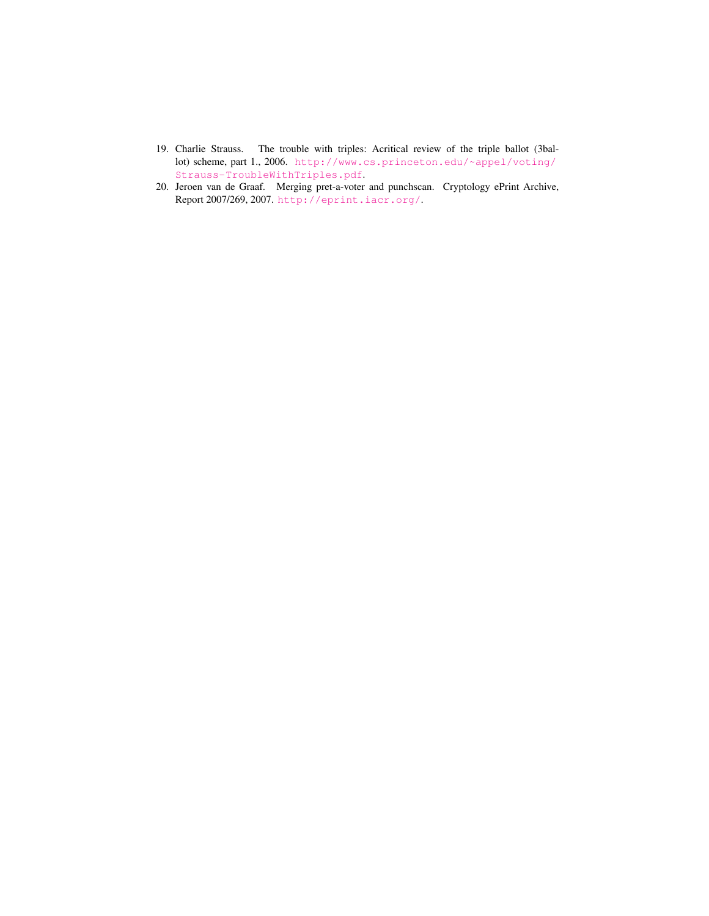19. Charlie Strauss. The trouble with triples: Acritical review of the triple ballot (3ballot) scheme, part 1., 2006. http://www.cs.princeton.edu/~appel/voting/Strauss-TroubleWithTriples.pdf.
20. Jeroen van de Graaf. Merging pret-a-voter and punchscan. Cryptology ePrint Archive, Report 2007/269, 2007. http://eprint.iacr.org/.